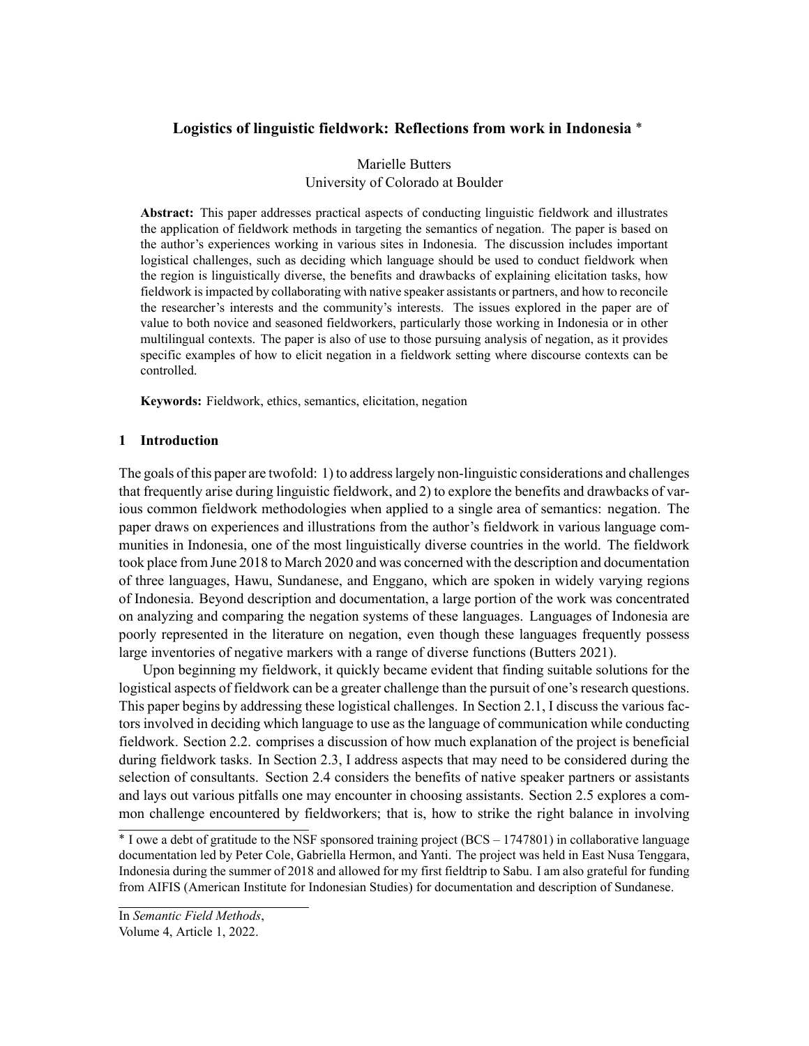# Logistics of linguistic fieldwork: Reflections from work in Indonesia *

Marielle Butters
University of Colorado at Boulder

**Abstract:** This paper addresses practical aspects of conducting linguistic fieldwork and illustrates the application of fieldwork methods in targeting the semantics of negation. The paper is based on the author's experiences working in various sites in Indonesia. The discussion includes important logistical challenges, such as deciding which language should be used to conduct fieldwork when the region is linguistically diverse, the benefits and drawbacks of explaining elicitation tasks, how fieldwork is impacted by collaborating with native speaker assistants or partners, and how to reconcile the researcher's interests and the community's interests. The issues explored in the paper are of value to both novice and seasoned fieldworkers, particularly those working in Indonesia or in other multilingual contexts. The paper is also of use to those pursuing analysis of negation, as it provides specific examples of how to elicit negation in a fieldwork setting where discourse contexts can be controlled.

**Keywords:** Fieldwork, ethics, semantics, elicitation, negation

## 1 Introduction

The goals of this paper are twofold: 1) to address largely non-linguistic considerations and challenges that frequently arise during linguistic fieldwork, and 2) to explore the benefits and drawbacks of various common fieldwork methodologies when applied to a single area of semantics: negation. The paper draws on experiences and illustrations from the author's fieldwork in various language communities in Indonesia, one of the most linguistically diverse countries in the world. The fieldwork took place from June 2018 to March 2020 and was concerned with the description and documentation of three languages, Hawu, Sundanese, and Enggano, which are spoken in widely varying regions of Indonesia. Beyond description and documentation, a large portion of the work was concentrated on analyzing and comparing the negation systems of these languages. Languages of Indonesia are poorly represented in the literature on negation, even though these languages frequently possess large inventories of negative markers with a range of diverse functions (Butters 2021).

Upon beginning my fieldwork, it quickly became evident that finding suitable solutions for the logistical aspects of fieldwork can be a greater challenge than the pursuit of one's research questions. This paper begins by addressing these logistical challenges. In Section 2.1, I discuss the various factors involved in deciding which language to use as the language of communication while conducting fieldwork. Section 2.2. comprises a discussion of how much explanation of the project is beneficial during fieldwork tasks. In Section 2.3, I address aspects that may need to be considered during the selection of consultants. Section 2.4 considers the benefits of native speaker partners or assistants and lays out various pitfalls one may encounter in choosing assistants. Section 2.5 explores a common challenge encountered by fieldworkers; that is, how to strike the right balance in involving

---

* I owe a debt of gratitude to the NSF sponsored training project (BCS – 1747801) in collaborative language documentation led by Peter Cole, Gabriella Hermon, and Yanti. The project was held in East Nusa Tenggara, Indonesia during the summer of 2018 and allowed for my first fieldtrip to Sabu. I am also grateful for funding from AIFIS (American Institute for Indonesian Studies) for documentation and description of Sundanese.

In *Semantic Field Methods*,
Volume 4, Article 1, 2022.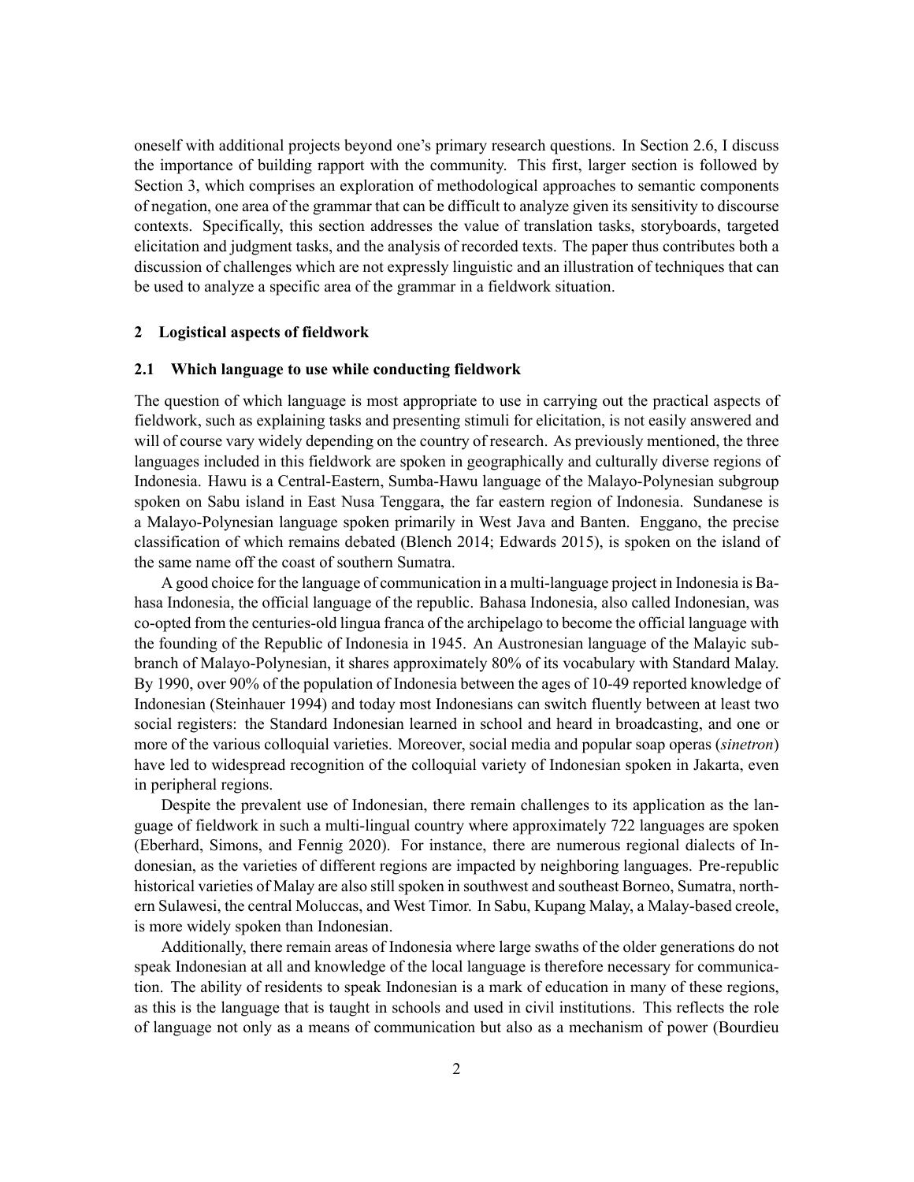oneself with additional projects beyond one's primary research questions. In Section 2.6, I discuss the importance of building rapport with the community. This first, larger section is followed by Section 3, which comprises an exploration of methodological approaches to semantic components of negation, one area of the grammar that can be difficult to analyze given its sensitivity to discourse contexts. Specifically, this section addresses the value of translation tasks, storyboards, targeted elicitation and judgment tasks, and the analysis of recorded texts. The paper thus contributes both a discussion of challenges which are not expressly linguistic and an illustration of techniques that can be used to analyze a specific area of the grammar in a fieldwork situation.

## 2 Logistical aspects of fieldwork

### 2.1 Which language to use while conducting fieldwork

The question of which language is most appropriate to use in carrying out the practical aspects of fieldwork, such as explaining tasks and presenting stimuli for elicitation, is not easily answered and will of course vary widely depending on the country of research. As previously mentioned, the three languages included in this fieldwork are spoken in geographically and culturally diverse regions of Indonesia. Hawu is a Central-Eastern, Sumba-Hawu language of the Malayo-Polynesian subgroup spoken on Sabu island in East Nusa Tenggara, the far eastern region of Indonesia. Sundanese is a Malayo-Polynesian language spoken primarily in West Java and Banten. Enggano, the precise classification of which remains debated (Blench 2014; Edwards 2015), is spoken on the island of the same name off the coast of southern Sumatra.

A good choice for the language of communication in a multi-language project in Indonesia is Bahasa Indonesia, the official language of the republic. Bahasa Indonesia, also called Indonesian, was co-opted from the centuries-old lingua franca of the archipelago to become the official language with the founding of the Republic of Indonesia in 1945. An Austronesian language of the Malayic subbranch of Malayo-Polynesian, it shares approximately 80% of its vocabulary with Standard Malay. By 1990, over 90% of the population of Indonesia between the ages of 10-49 reported knowledge of Indonesian (Steinhauer 1994) and today most Indonesians can switch fluently between at least two social registers: the Standard Indonesian learned in school and heard in broadcasting, and one or more of the various colloquial varieties. Moreover, social media and popular soap operas (*sinetron*) have led to widespread recognition of the colloquial variety of Indonesian spoken in Jakarta, even in peripheral regions.

Despite the prevalent use of Indonesian, there remain challenges to its application as the language of fieldwork in such a multi-lingual country where approximately 722 languages are spoken (Eberhard, Simons, and Fennig 2020). For instance, there are numerous regional dialects of Indonesian, as the varieties of different regions are impacted by neighboring languages. Pre-republic historical varieties of Malay are also still spoken in southwest and southeast Borneo, Sumatra, northern Sulawesi, the central Moluccas, and West Timor. In Sabu, Kupang Malay, a Malay-based creole, is more widely spoken than Indonesian.

Additionally, there remain areas of Indonesia where large swaths of the older generations do not speak Indonesian at all and knowledge of the local language is therefore necessary for communication. The ability of residents to speak Indonesian is a mark of education in many of these regions, as this is the language that is taught in schools and used in civil institutions. This reflects the role of language not only as a means of communication but also as a mechanism of power (Bourdieu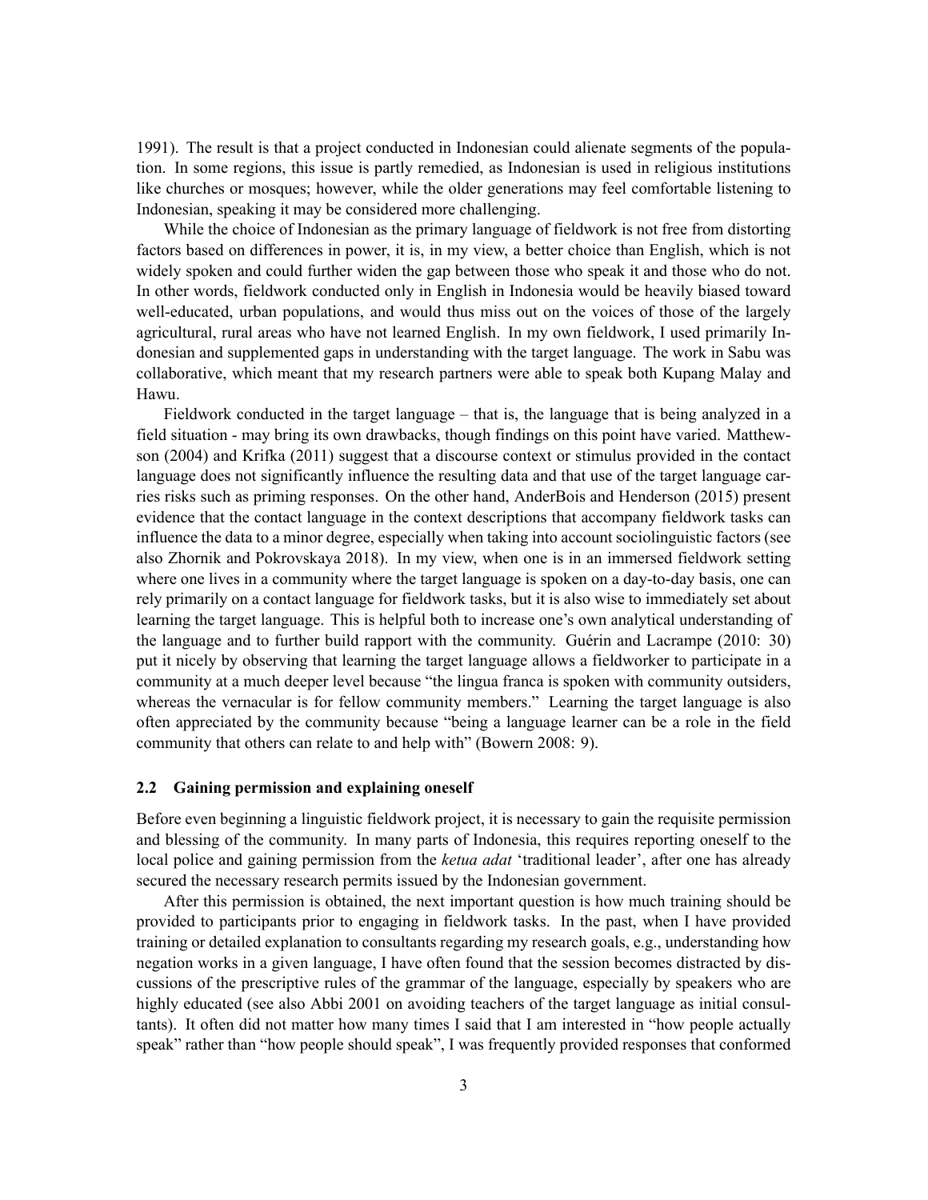1991). The result is that a project conducted in Indonesian could alienate segments of the population. In some regions, this issue is partly remedied, as Indonesian is used in religious institutions like churches or mosques; however, while the older generations may feel comfortable listening to Indonesian, speaking it may be considered more challenging.

While the choice of Indonesian as the primary language of fieldwork is not free from distorting factors based on differences in power, it is, in my view, a better choice than English, which is not widely spoken and could further widen the gap between those who speak it and those who do not. In other words, fieldwork conducted only in English in Indonesia would be heavily biased toward well-educated, urban populations, and would thus miss out on the voices of those of the largely agricultural, rural areas who have not learned English. In my own fieldwork, I used primarily Indonesian and supplemented gaps in understanding with the target language. The work in Sabu was collaborative, which meant that my research partners were able to speak both Kupang Malay and Hawu.

Fieldwork conducted in the target language – that is, the language that is being analyzed in a field situation - may bring its own drawbacks, though findings on this point have varied. Matthewson (2004) and Krifka (2011) suggest that a discourse context or stimulus provided in the contact language does not significantly influence the resulting data and that use of the target language carries risks such as priming responses. On the other hand, AnderBois and Henderson (2015) present evidence that the contact language in the context descriptions that accompany fieldwork tasks can influence the data to a minor degree, especially when taking into account sociolinguistic factors (see also Zhornik and Pokrovskaya 2018). In my view, when one is in an immersed fieldwork setting where one lives in a community where the target language is spoken on a day-to-day basis, one can rely primarily on a contact language for fieldwork tasks, but it is also wise to immediately set about learning the target language. This is helpful both to increase one's own analytical understanding of the language and to further build rapport with the community. Guérin and Lacrampe (2010: 30) put it nicely by observing that learning the target language allows a fieldworker to participate in a community at a much deeper level because "the lingua franca is spoken with community outsiders, whereas the vernacular is for fellow community members." Learning the target language is also often appreciated by the community because "being a language learner can be a role in the field community that others can relate to and help with" (Bowern 2008: 9).

### 2.2 Gaining permission and explaining oneself

Before even beginning a linguistic fieldwork project, it is necessary to gain the requisite permission and blessing of the community. In many parts of Indonesia, this requires reporting oneself to the local police and gaining permission from the *ketua adat* 'traditional leader', after one has already secured the necessary research permits issued by the Indonesian government.

After this permission is obtained, the next important question is how much training should be provided to participants prior to engaging in fieldwork tasks. In the past, when I have provided training or detailed explanation to consultants regarding my research goals, e.g., understanding how negation works in a given language, I have often found that the session becomes distracted by discussions of the prescriptive rules of the grammar of the language, especially by speakers who are highly educated (see also Abbi 2001 on avoiding teachers of the target language as initial consultants). It often did not matter how many times I said that I am interested in "how people actually speak" rather than "how people should speak", I was frequently provided responses that conformed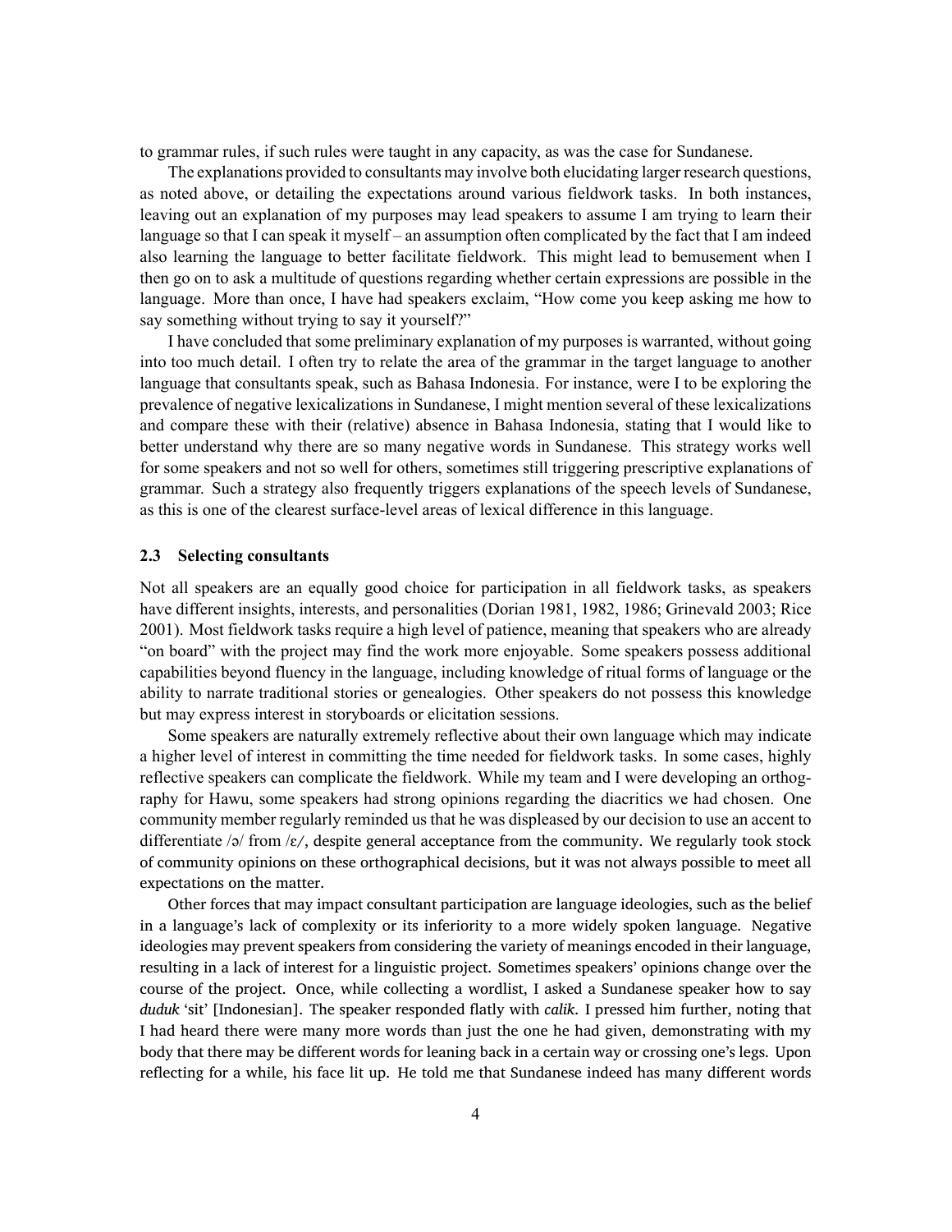to grammar rules, if such rules were taught in any capacity, as was the case for Sundanese.

The explanations provided to consultants may involve both elucidating larger research questions, as noted above, or detailing the expectations around various fieldwork tasks. In both instances, leaving out an explanation of my purposes may lead speakers to assume I am trying to learn their language so that I can speak it myself – an assumption often complicated by the fact that I am indeed also learning the language to better facilitate fieldwork. This might lead to bemusement when I then go on to ask a multitude of questions regarding whether certain expressions are possible in the language. More than once, I have had speakers exclaim, "How come you keep asking me how to say something without trying to say it yourself?"

I have concluded that some preliminary explanation of my purposes is warranted, without going into too much detail. I often try to relate the area of the grammar in the target language to another language that consultants speak, such as Bahasa Indonesia. For instance, were I to be exploring the prevalence of negative lexicalizations in Sundanese, I might mention several of these lexicalizations and compare these with their (relative) absence in Bahasa Indonesia, stating that I would like to better understand why there are so many negative words in Sundanese. This strategy works well for some speakers and not so well for others, sometimes still triggering prescriptive explanations of grammar. Such a strategy also frequently triggers explanations of the speech levels of Sundanese, as this is one of the clearest surface-level areas of lexical difference in this language.

### 2.3 Selecting consultants

Not all speakers are an equally good choice for participation in all fieldwork tasks, as speakers have different insights, interests, and personalities (Dorian 1981, 1982, 1986; Grinevald 2003; Rice 2001). Most fieldwork tasks require a high level of patience, meaning that speakers who are already "on board" with the project may find the work more enjoyable. Some speakers possess additional capabilities beyond fluency in the language, including knowledge of ritual forms of language or the ability to narrate traditional stories or genealogies. Other speakers do not possess this knowledge but may express interest in storyboards or elicitation sessions.

Some speakers are naturally extremely reflective about their own language which may indicate a higher level of interest in committing the time needed for fieldwork tasks. In some cases, highly reflective speakers can complicate the fieldwork. While my team and I were developing an orthography for Hawu, some speakers had strong opinions regarding the diacritics we had chosen. One community member regularly reminded us that he was displeased by our decision to use an accent to differentiate /ə/ from /ɛ/, despite general acceptance from the community. We regularly took stock of community opinions on these orthographical decisions, but it was not always possible to meet all expectations on the matter.

Other forces that may impact consultant participation are language ideologies, such as the belief in a language's lack of complexity or its inferiority to a more widely spoken language. Negative ideologies may prevent speakers from considering the variety of meanings encoded in their language, resulting in a lack of interest for a linguistic project. Sometimes speakers' opinions change over the course of the project. Once, while collecting a wordlist, I asked a Sundanese speaker how to say *duduk* 'sit' [Indonesian]. The speaker responded flatly with *calik*. I pressed him further, noting that I had heard there were many more words than just the one he had given, demonstrating with my body that there may be different words for leaning back in a certain way or crossing one's legs. Upon reflecting for a while, his face lit up. He told me that Sundanese indeed has many different words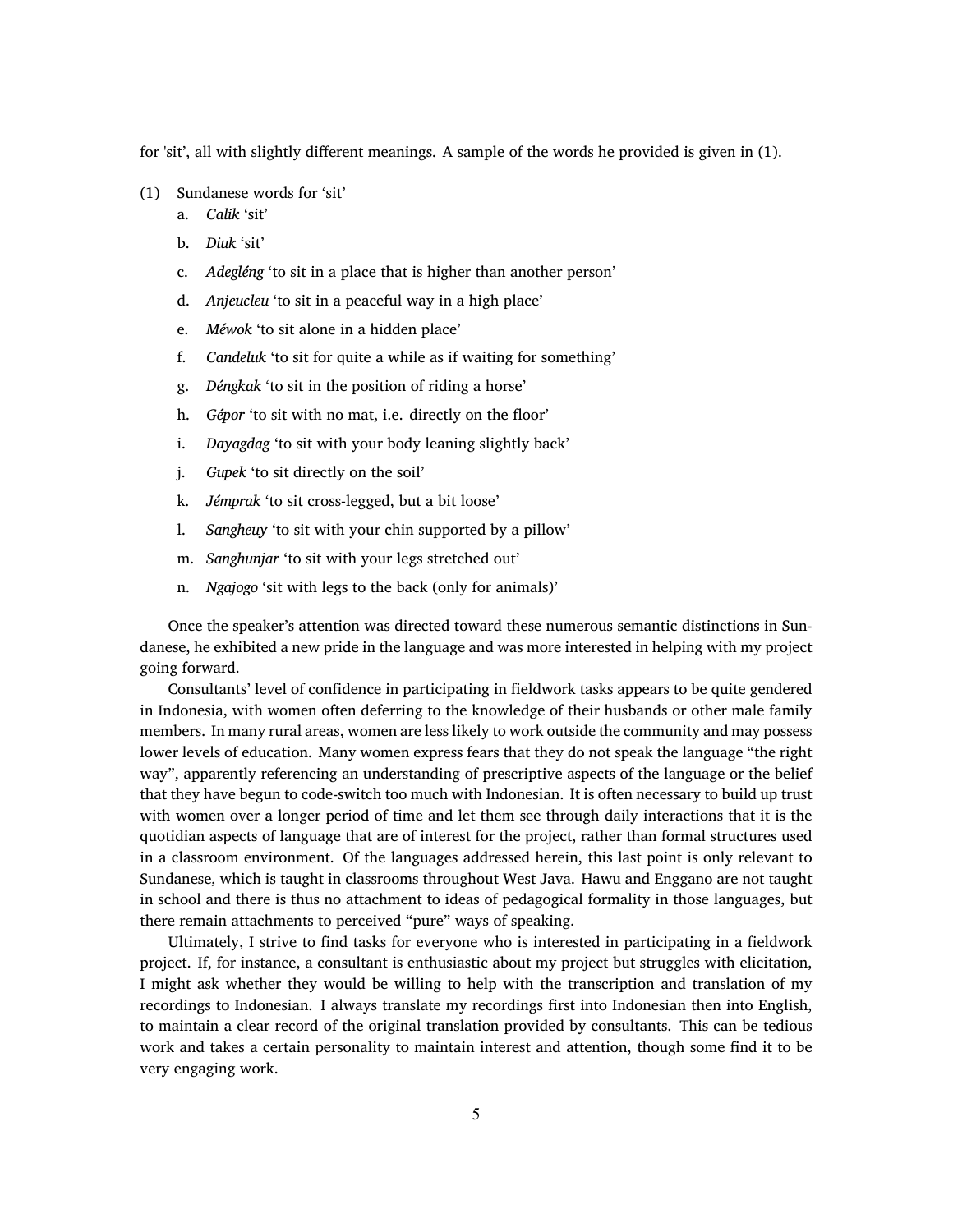for 'sit', all with slightly different meanings. A sample of the words he provided is given in (1).

(1) Sundanese words for 'sit'
  a. *Calik* 'sit'
  b. *Diuk* 'sit'
  c. *Adegléng* 'to sit in a place that is higher than another person'
  d. *Anjeucleu* 'to sit in a peaceful way in a high place'
  e. *Méwok* 'to sit alone in a hidden place'
  f. *Candeluk* 'to sit for quite a while as if waiting for something'
  g. *Déngkak* 'to sit in the position of riding a horse'
  h. *Gépor* 'to sit with no mat, i.e. directly on the floor'
  i. *Dayagdag* 'to sit with your body leaning slightly back'
  j. *Gupek* 'to sit directly on the soil'
  k. *Jémprak* 'to sit cross-legged, but a bit loose'
  l. *Sangheuy* 'to sit with your chin supported by a pillow'
  m. *Sanghunjar* 'to sit with your legs stretched out'
  n. *Ngajogo* 'sit with legs to the back (only for animals)'

Once the speaker's attention was directed toward these numerous semantic distinctions in Sundanese, he exhibited a new pride in the language and was more interested in helping with my project going forward.

Consultants' level of confidence in participating in fieldwork tasks appears to be quite gendered in Indonesia, with women often deferring to the knowledge of their husbands or other male family members. In many rural areas, women are less likely to work outside the community and may possess lower levels of education. Many women express fears that they do not speak the language "the right way", apparently referencing an understanding of prescriptive aspects of the language or the belief that they have begun to code-switch too much with Indonesian. It is often necessary to build up trust with women over a longer period of time and let them see through daily interactions that it is the quotidian aspects of language that are of interest for the project, rather than formal structures used in a classroom environment. Of the languages addressed herein, this last point is only relevant to Sundanese, which is taught in classrooms throughout West Java. Hawu and Enggano are not taught in school and there is thus no attachment to ideas of pedagogical formality in those languages, but there remain attachments to perceived "pure" ways of speaking.

Ultimately, I strive to find tasks for everyone who is interested in participating in a fieldwork project. If, for instance, a consultant is enthusiastic about my project but struggles with elicitation, I might ask whether they would be willing to help with the transcription and translation of my recordings to Indonesian. I always translate my recordings first into Indonesian then into English, to maintain a clear record of the original translation provided by consultants. This can be tedious work and takes a certain personality to maintain interest and attention, though some find it to be very engaging work.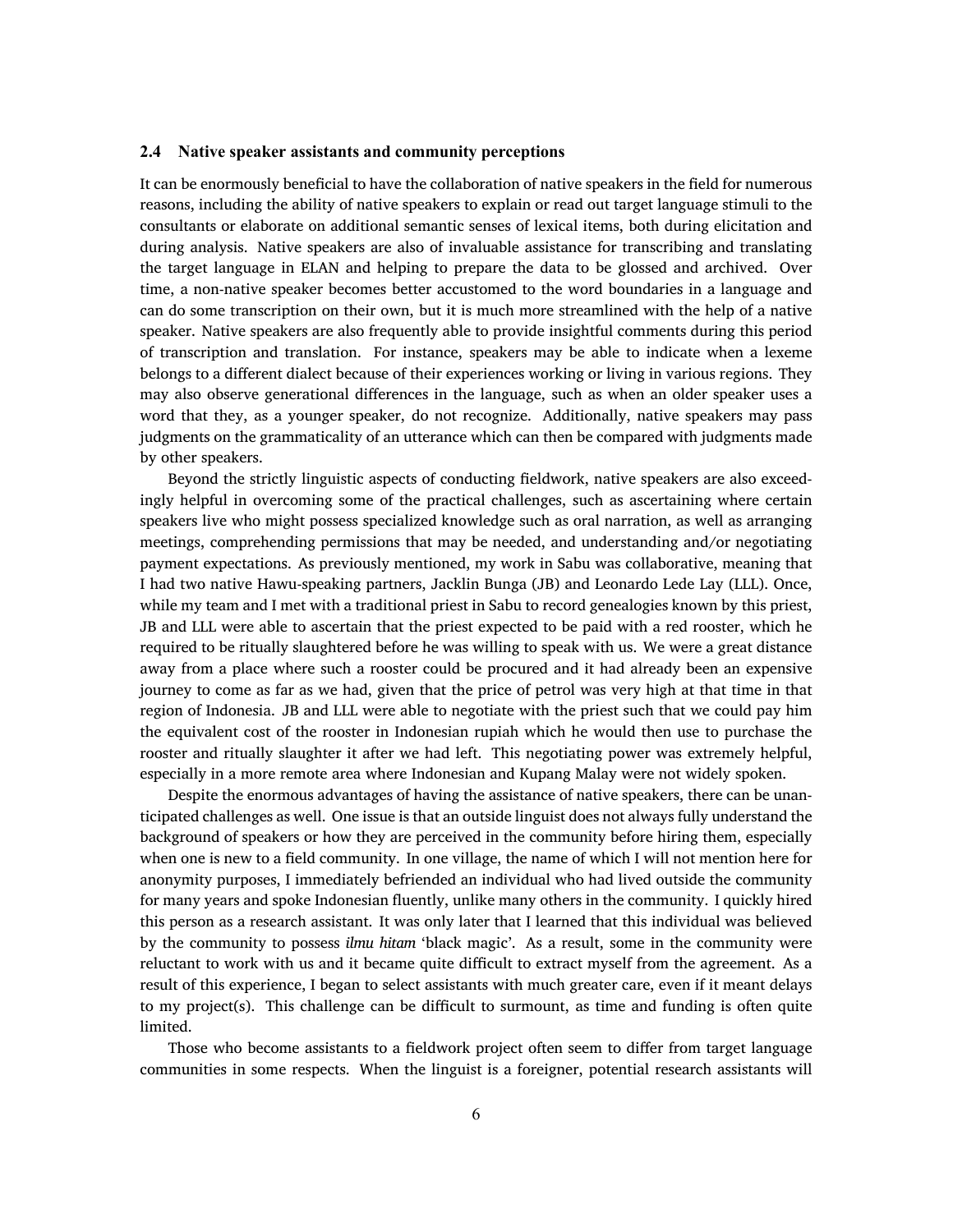### 2.4 Native speaker assistants and community perceptions

It can be enormously beneficial to have the collaboration of native speakers in the field for numerous reasons, including the ability of native speakers to explain or read out target language stimuli to the consultants or elaborate on additional semantic senses of lexical items, both during elicitation and during analysis. Native speakers are also of invaluable assistance for transcribing and translating the target language in ELAN and helping to prepare the data to be glossed and archived. Over time, a non-native speaker becomes better accustomed to the word boundaries in a language and can do some transcription on their own, but it is much more streamlined with the help of a native speaker. Native speakers are also frequently able to provide insightful comments during this period of transcription and translation. For instance, speakers may be able to indicate when a lexeme belongs to a different dialect because of their experiences working or living in various regions. They may also observe generational differences in the language, such as when an older speaker uses a word that they, as a younger speaker, do not recognize. Additionally, native speakers may pass judgments on the grammaticality of an utterance which can then be compared with judgments made by other speakers.

Beyond the strictly linguistic aspects of conducting fieldwork, native speakers are also exceedingly helpful in overcoming some of the practical challenges, such as ascertaining where certain speakers live who might possess specialized knowledge such as oral narration, as well as arranging meetings, comprehending permissions that may be needed, and understanding and/or negotiating payment expectations. As previously mentioned, my work in Sabu was collaborative, meaning that I had two native Hawu-speaking partners, Jacklin Bunga (JB) and Leonardo Lede Lay (LLL). Once, while my team and I met with a traditional priest in Sabu to record genealogies known by this priest, JB and LLL were able to ascertain that the priest expected to be paid with a red rooster, which he required to be ritually slaughtered before he was willing to speak with us. We were a great distance away from a place where such a rooster could be procured and it had already been an expensive journey to come as far as we had, given that the price of petrol was very high at that time in that region of Indonesia. JB and LLL were able to negotiate with the priest such that we could pay him the equivalent cost of the rooster in Indonesian rupiah which he would then use to purchase the rooster and ritually slaughter it after we had left. This negotiating power was extremely helpful, especially in a more remote area where Indonesian and Kupang Malay were not widely spoken.

Despite the enormous advantages of having the assistance of native speakers, there can be unanticipated challenges as well. One issue is that an outside linguist does not always fully understand the background of speakers or how they are perceived in the community before hiring them, especially when one is new to a field community. In one village, the name of which I will not mention here for anonymity purposes, I immediately befriended an individual who had lived outside the community for many years and spoke Indonesian fluently, unlike many others in the community. I quickly hired this person as a research assistant. It was only later that I learned that this individual was believed by the community to possess *ilmu hitam* 'black magic'. As a result, some in the community were reluctant to work with us and it became quite difficult to extract myself from the agreement. As a result of this experience, I began to select assistants with much greater care, even if it meant delays to my project(s). This challenge can be difficult to surmount, as time and funding is often quite limited.

Those who become assistants to a fieldwork project often seem to differ from target language communities in some respects. When the linguist is a foreigner, potential research assistants will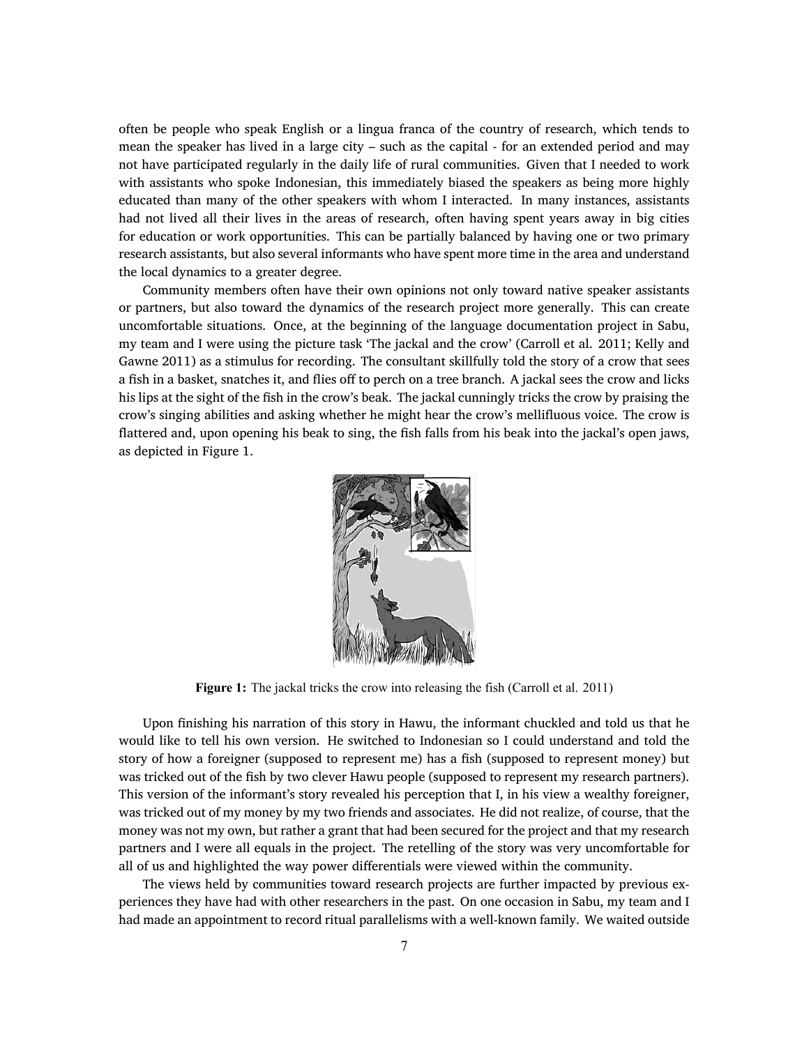often be people who speak English or a lingua franca of the country of research, which tends to mean the speaker has lived in a large city – such as the capital - for an extended period and may not have participated regularly in the daily life of rural communities. Given that I needed to work with assistants who spoke Indonesian, this immediately biased the speakers as being more highly educated than many of the other speakers with whom I interacted. In many instances, assistants had not lived all their lives in the areas of research, often having spent years away in big cities for education or work opportunities. This can be partially balanced by having one or two primary research assistants, but also several informants who have spent more time in the area and understand the local dynamics to a greater degree.

Community members often have their own opinions not only toward native speaker assistants or partners, but also toward the dynamics of the research project more generally. This can create uncomfortable situations. Once, at the beginning of the language documentation project in Sabu, my team and I were using the picture task 'The jackal and the crow' (Carroll et al. 2011; Kelly and Gawne 2011) as a stimulus for recording. The consultant skillfully told the story of a crow that sees a fish in a basket, snatches it, and flies off to perch on a tree branch. A jackal sees the crow and licks his lips at the sight of the fish in the crow's beak. The jackal cunningly tricks the crow by praising the crow's singing abilities and asking whether he might hear the crow's mellifluous voice. The crow is flattered and, upon opening his beak to sing, the fish falls from his beak into the jackal's open jaws, as depicted in Figure 1.

**Figure 1:** The jackal tricks the crow into releasing the fish (Carroll et al. 2011)

Upon finishing his narration of this story in Hawu, the informant chuckled and told us that he would like to tell his own version. He switched to Indonesian so I could understand and told the story of how a foreigner (supposed to represent me) has a fish (supposed to represent money) but was tricked out of the fish by two clever Hawu people (supposed to represent my research partners). This version of the informant's story revealed his perception that I, in his view a wealthy foreigner, was tricked out of my money by my two friends and associates. He did not realize, of course, that the money was not my own, but rather a grant that had been secured for the project and that my research partners and I were all equals in the project. The retelling of the story was very uncomfortable for all of us and highlighted the way power differentials were viewed within the community.

The views held by communities toward research projects are further impacted by previous experiences they have had with other researchers in the past. On one occasion in Sabu, my team and I had made an appointment to record ritual parallelisms with a well-known family. We waited outside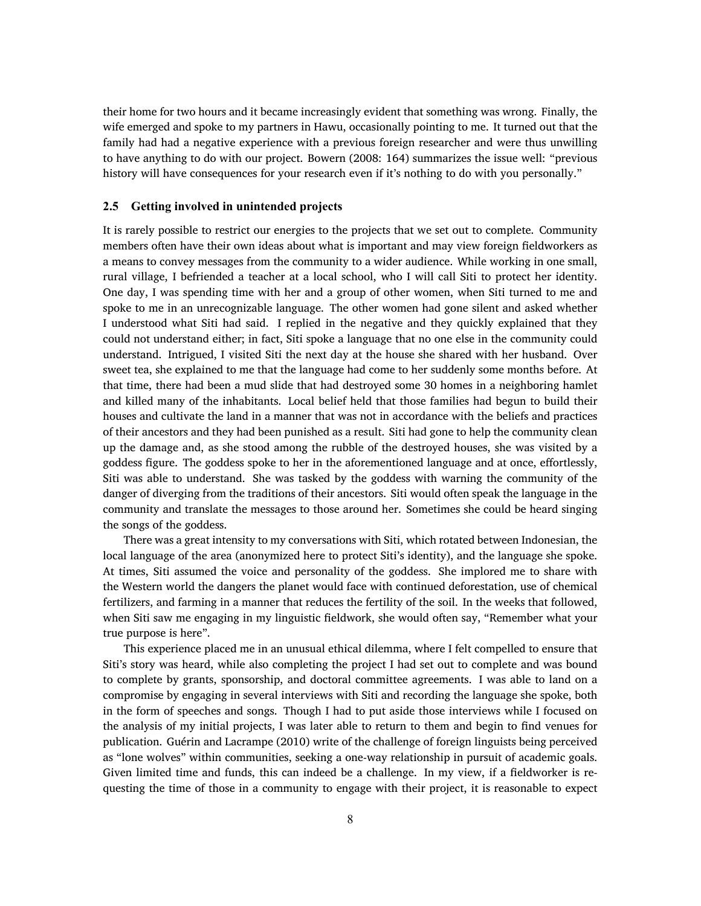their home for two hours and it became increasingly evident that something was wrong. Finally, the wife emerged and spoke to my partners in Hawu, occasionally pointing to me. It turned out that the family had had a negative experience with a previous foreign researcher and were thus unwilling to have anything to do with our project. Bowern (2008: 164) summarizes the issue well: "previous history will have consequences for your research even if it's nothing to do with you personally."

### 2.5 Getting involved in unintended projects

It is rarely possible to restrict our energies to the projects that we set out to complete. Community members often have their own ideas about what is important and may view foreign fieldworkers as a means to convey messages from the community to a wider audience. While working in one small, rural village, I befriended a teacher at a local school, who I will call Siti to protect her identity. One day, I was spending time with her and a group of other women, when Siti turned to me and spoke to me in an unrecognizable language. The other women had gone silent and asked whether I understood what Siti had said. I replied in the negative and they quickly explained that they could not understand either; in fact, Siti spoke a language that no one else in the community could understand. Intrigued, I visited Siti the next day at the house she shared with her husband. Over sweet tea, she explained to me that the language had come to her suddenly some months before. At that time, there had been a mud slide that had destroyed some 30 homes in a neighboring hamlet and killed many of the inhabitants. Local belief held that those families had begun to build their houses and cultivate the land in a manner that was not in accordance with the beliefs and practices of their ancestors and they had been punished as a result. Siti had gone to help the community clean up the damage and, as she stood among the rubble of the destroyed houses, she was visited by a goddess figure. The goddess spoke to her in the aforementioned language and at once, effortlessly, Siti was able to understand. She was tasked by the goddess with warning the community of the danger of diverging from the traditions of their ancestors. Siti would often speak the language in the community and translate the messages to those around her. Sometimes she could be heard singing the songs of the goddess.

There was a great intensity to my conversations with Siti, which rotated between Indonesian, the local language of the area (anonymized here to protect Siti's identity), and the language she spoke. At times, Siti assumed the voice and personality of the goddess. She implored me to share with the Western world the dangers the planet would face with continued deforestation, use of chemical fertilizers, and farming in a manner that reduces the fertility of the soil. In the weeks that followed, when Siti saw me engaging in my linguistic fieldwork, she would often say, "Remember what your true purpose is here".

This experience placed me in an unusual ethical dilemma, where I felt compelled to ensure that Siti's story was heard, while also completing the project I had set out to complete and was bound to complete by grants, sponsorship, and doctoral committee agreements. I was able to land on a compromise by engaging in several interviews with Siti and recording the language she spoke, both in the form of speeches and songs. Though I had to put aside those interviews while I focused on the analysis of my initial projects, I was later able to return to them and begin to find venues for publication. Guérin and Lacrampe (2010) write of the challenge of foreign linguists being perceived as "lone wolves" within communities, seeking a one-way relationship in pursuit of academic goals. Given limited time and funds, this can indeed be a challenge. In my view, if a fieldworker is requesting the time of those in a community to engage with their project, it is reasonable to expect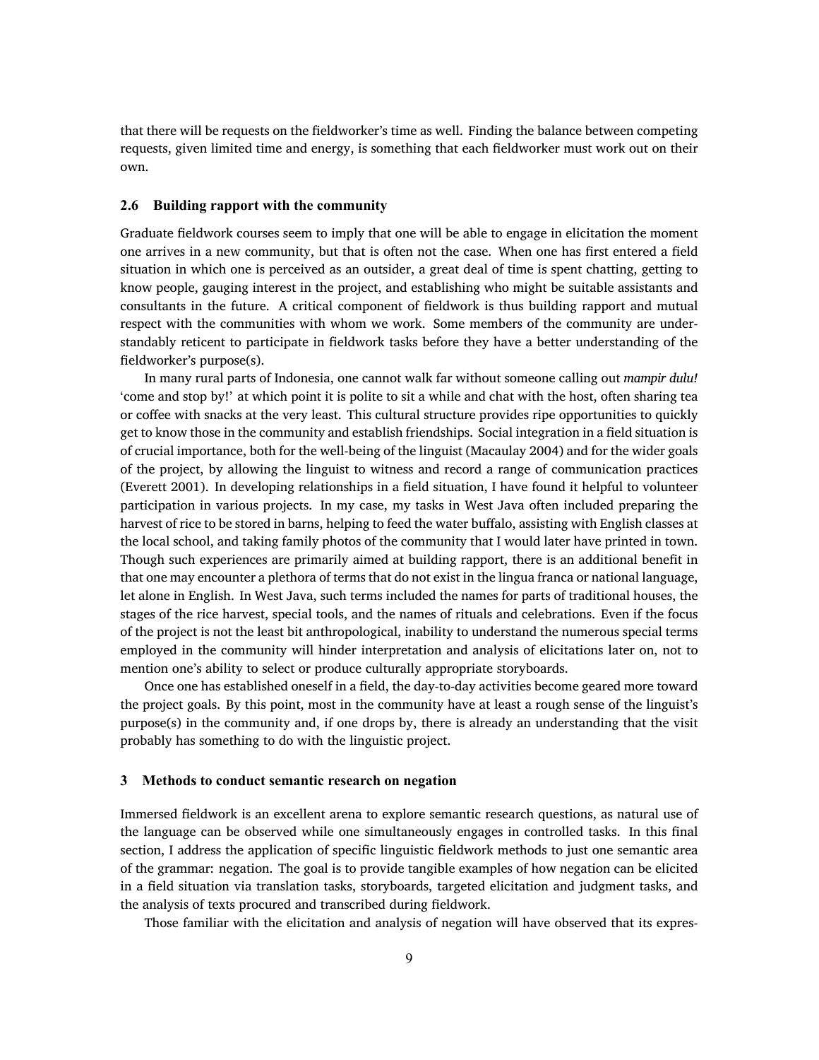that there will be requests on the fieldworker's time as well. Finding the balance between competing requests, given limited time and energy, is something that each fieldworker must work out on their own.

### 2.6 Building rapport with the community

Graduate fieldwork courses seem to imply that one will be able to engage in elicitation the moment one arrives in a new community, but that is often not the case. When one has first entered a field situation in which one is perceived as an outsider, a great deal of time is spent chatting, getting to know people, gauging interest in the project, and establishing who might be suitable assistants and consultants in the future. A critical component of fieldwork is thus building rapport and mutual respect with the communities with whom we work. Some members of the community are understandably reticent to participate in fieldwork tasks before they have a better understanding of the fieldworker's purpose(s).

In many rural parts of Indonesia, one cannot walk far without someone calling out *mampir dulu!* 'come and stop by!' at which point it is polite to sit a while and chat with the host, often sharing tea or coffee with snacks at the very least. This cultural structure provides ripe opportunities to quickly get to know those in the community and establish friendships. Social integration in a field situation is of crucial importance, both for the well-being of the linguist (Macaulay 2004) and for the wider goals of the project, by allowing the linguist to witness and record a range of communication practices (Everett 2001). In developing relationships in a field situation, I have found it helpful to volunteer participation in various projects. In my case, my tasks in West Java often included preparing the harvest of rice to be stored in barns, helping to feed the water buffalo, assisting with English classes at the local school, and taking family photos of the community that I would later have printed in town. Though such experiences are primarily aimed at building rapport, there is an additional benefit in that one may encounter a plethora of terms that do not exist in the lingua franca or national language, let alone in English. In West Java, such terms included the names for parts of traditional houses, the stages of the rice harvest, special tools, and the names of rituals and celebrations. Even if the focus of the project is not the least bit anthropological, inability to understand the numerous special terms employed in the community will hinder interpretation and analysis of elicitations later on, not to mention one's ability to select or produce culturally appropriate storyboards.

Once one has established oneself in a field, the day-to-day activities become geared more toward the project goals. By this point, most in the community have at least a rough sense of the linguist's purpose(s) in the community and, if one drops by, there is already an understanding that the visit probably has something to do with the linguistic project.

## 3 Methods to conduct semantic research on negation

Immersed fieldwork is an excellent arena to explore semantic research questions, as natural use of the language can be observed while one simultaneously engages in controlled tasks. In this final section, I address the application of specific linguistic fieldwork methods to just one semantic area of the grammar: negation. The goal is to provide tangible examples of how negation can be elicited in a field situation via translation tasks, storyboards, targeted elicitation and judgment tasks, and the analysis of texts procured and transcribed during fieldwork.

Those familiar with the elicitation and analysis of negation will have observed that its expres-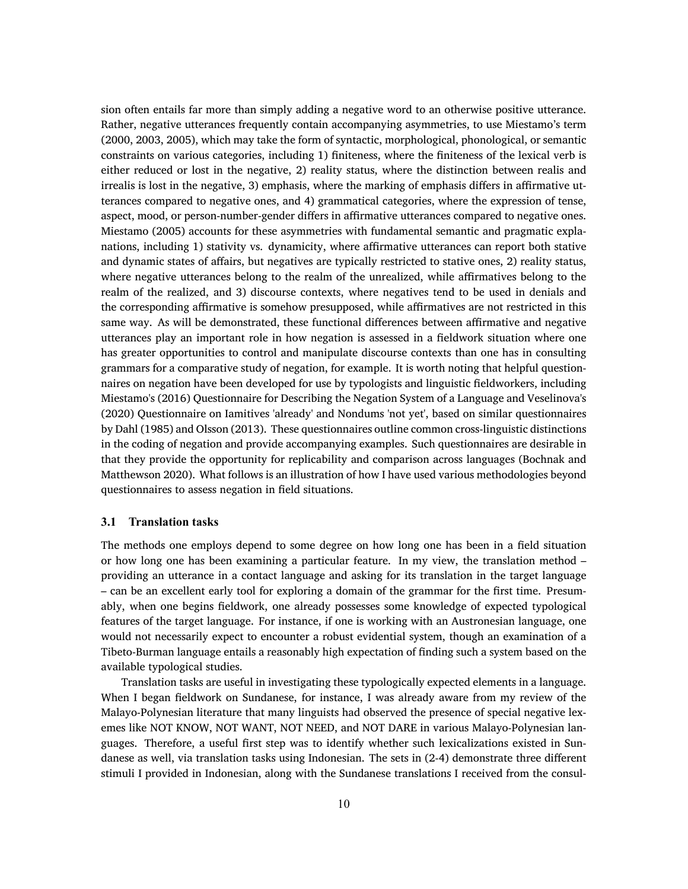sion often entails far more than simply adding a negative word to an otherwise positive utterance. Rather, negative utterances frequently contain accompanying asymmetries, to use Miestamo's term (2000, 2003, 2005), which may take the form of syntactic, morphological, phonological, or semantic constraints on various categories, including 1) finiteness, where the finiteness of the lexical verb is either reduced or lost in the negative, 2) reality status, where the distinction between realis and irrealis is lost in the negative, 3) emphasis, where the marking of emphasis differs in affirmative utterances compared to negative ones, and 4) grammatical categories, where the expression of tense, aspect, mood, or person-number-gender differs in affirmative utterances compared to negative ones. Miestamo (2005) accounts for these asymmetries with fundamental semantic and pragmatic explanations, including 1) stativity vs. dynamicity, where affirmative utterances can report both stative and dynamic states of affairs, but negatives are typically restricted to stative ones, 2) reality status, where negative utterances belong to the realm of the unrealized, while affirmatives belong to the realm of the realized, and 3) discourse contexts, where negatives tend to be used in denials and the corresponding affirmative is somehow presupposed, while affirmatives are not restricted in this same way. As will be demonstrated, these functional differences between affirmative and negative utterances play an important role in how negation is assessed in a fieldwork situation where one has greater opportunities to control and manipulate discourse contexts than one has in consulting grammars for a comparative study of negation, for example. It is worth noting that helpful questionnaires on negation have been developed for use by typologists and linguistic fieldworkers, including Miestamo's (2016) Questionnaire for Describing the Negation System of a Language and Veselinova's (2020) Questionnaire on Iamitives 'already' and Nondums 'not yet', based on similar questionnaires by Dahl (1985) and Olsson (2013). These questionnaires outline common cross-linguistic distinctions in the coding of negation and provide accompanying examples. Such questionnaires are desirable in that they provide the opportunity for replicability and comparison across languages (Bochnak and Matthewson 2020). What follows is an illustration of how I have used various methodologies beyond questionnaires to assess negation in field situations.

### 3.1 Translation tasks

The methods one employs depend to some degree on how long one has been in a field situation or how long one has been examining a particular feature. In my view, the translation method – providing an utterance in a contact language and asking for its translation in the target language – can be an excellent early tool for exploring a domain of the grammar for the first time. Presumably, when one begins fieldwork, one already possesses some knowledge of expected typological features of the target language. For instance, if one is working with an Austronesian language, one would not necessarily expect to encounter a robust evidential system, though an examination of a Tibeto-Burman language entails a reasonably high expectation of finding such a system based on the available typological studies.

Translation tasks are useful in investigating these typologically expected elements in a language. When I began fieldwork on Sundanese, for instance, I was already aware from my review of the Malayo-Polynesian literature that many linguists had observed the presence of special negative lexemes like NOT KNOW, NOT WANT, NOT NEED, and NOT DARE in various Malayo-Polynesian languages. Therefore, a useful first step was to identify whether such lexicalizations existed in Sundanese as well, via translation tasks using Indonesian. The sets in (2-4) demonstrate three different stimuli I provided in Indonesian, along with the Sundanese translations I received from the consul-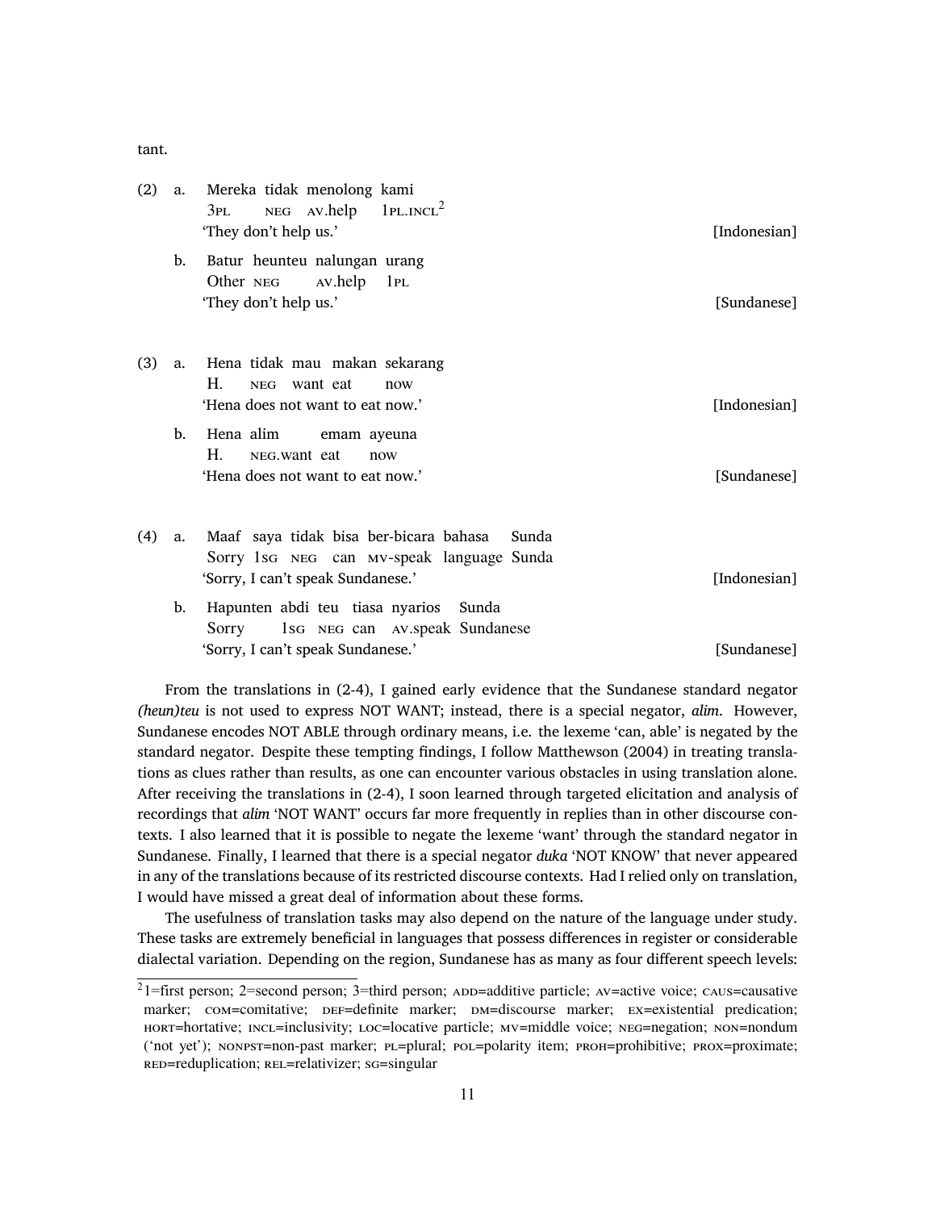tant.

(2) a. Mereka tidak menolong kami
   3PL NEG AV.help 1PL.INCL[2]
   'They don't help us.' [Indonesian]

  b. Batur heunteu nalungan urang
   Other NEG AV.help 1PL
   'They don't help us.' [Sundanese]

(3) a. Hena tidak mau makan sekarang
   H. NEG want eat now
   'Hena does not want to eat now.' [Indonesian]

  b. Hena alim emam ayeuna
   H. NEG.want eat now
   'Hena does not want to eat now.' [Sundanese]

(4) a. Maaf saya tidak bisa ber-bicara bahasa Sunda
   Sorry 1SG NEG can MV-speak language Sunda
   'Sorry, I can't speak Sundanese.' [Indonesian]

  b. Hapunten abdi teu tiasa nyarios Sunda
   Sorry 1SG NEG can AV.speak Sundanese
   'Sorry, I can't speak Sundanese.' [Sundanese]

From the translations in (2-4), I gained early evidence that the Sundanese standard negator *(heun)teu* is not used to express NOT WANT; instead, there is a special negator, *alim*. However, Sundanese encodes NOT ABLE through ordinary means, i.e. the lexeme 'can, able' is negated by the standard negator. Despite these tempting findings, I follow Matthewson (2004) in treating translations as clues rather than results, as one can encounter various obstacles in using translation alone. After receiving the translations in (2-4), I soon learned through targeted elicitation and analysis of recordings that *alim* 'NOT WANT' occurs far more frequently in replies than in other discourse contexts. I also learned that it is possible to negate the lexeme 'want' through the standard negator in Sundanese. Finally, I learned that there is a special negator *duka* 'NOT KNOW' that never appeared in any of the translations because of its restricted discourse contexts. Had I relied only on translation, I would have missed a great deal of information about these forms.

The usefulness of translation tasks may also depend on the nature of the language under study. These tasks are extremely beneficial in languages that possess differences in register or considerable dialectal variation. Depending on the region, Sundanese has as many as four different speech levels:

[2] 1=first person; 2=second person; 3=third person; ADD=additive particle; AV=active voice; CAUS=causative marker; COM=comitative; DEF=definite marker; DM=discourse marker; EX=existential predication; HORT=hortative; INCL=inclusivity; LOC=locative particle; MV=middle voice; NEG=negation; NON=nondum ('not yet'); NONPST=non-past marker; PL=plural; POL=polarity item; PROH=prohibitive; PROX=proximate; RED=reduplication; REL=relativizer; SG=singular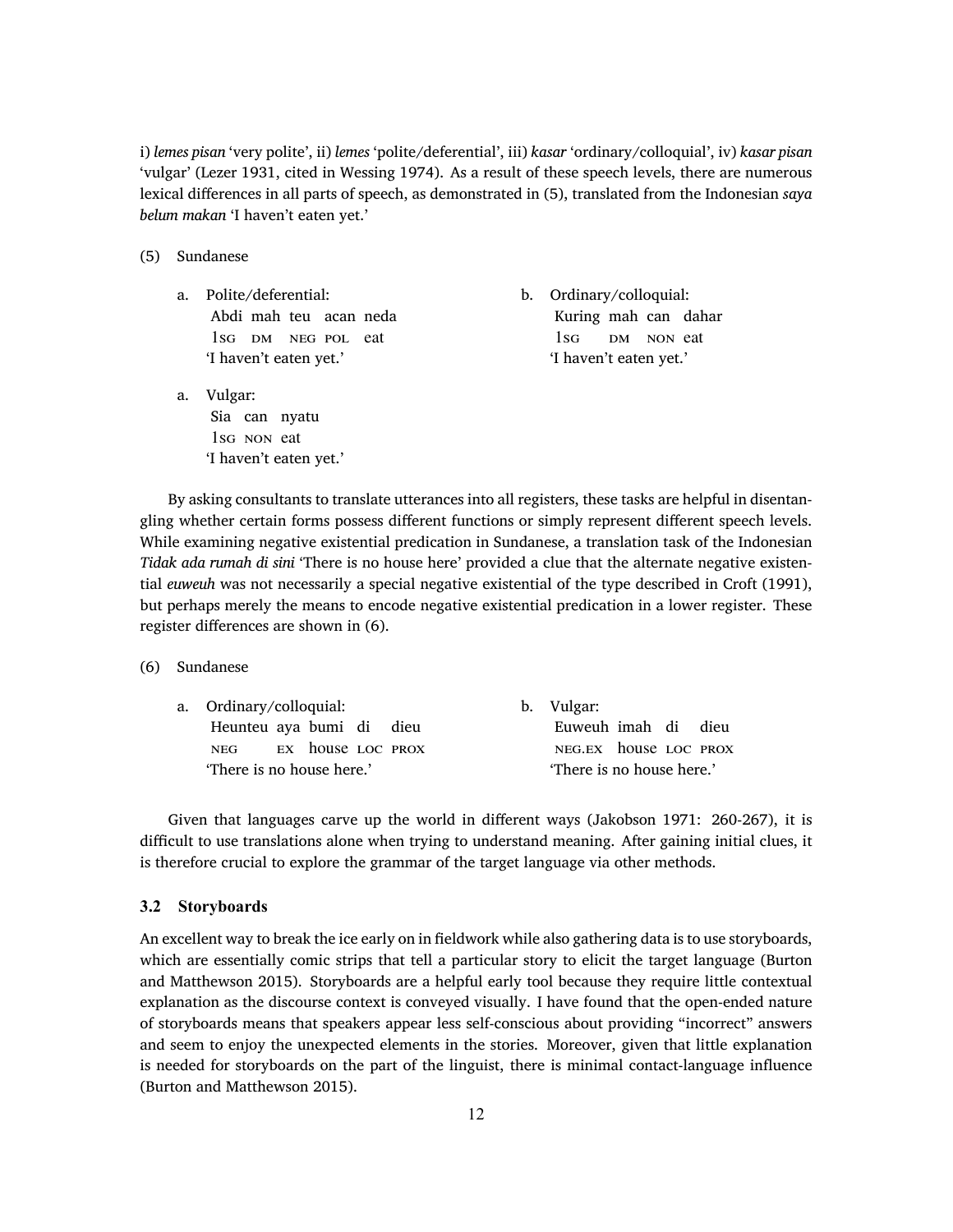i) *lemes pisan* 'very polite', ii) *lemes* 'polite/deferential', iii) *kasar* 'ordinary/colloquial', iv) *kasar pisan* 'vulgar' (Lezer 1931, cited in Wessing 1974). As a result of these speech levels, there are numerous lexical differences in all parts of speech, as demonstrated in (5), translated from the Indonesian *saya belum makan* 'I haven't eaten yet.'

(5) Sundanese

a. Polite/deferential:

```
Abdi mah teu acan neda
1SG  DM  NEG POL  eat
'I haven't eaten yet.'
```

b. Ordinary/colloquial:

```
Kuring mah can dahar
1SG    DM  NON eat
'I haven't eaten yet.'
```

a. Vulgar:

```
Sia can nyatu
1SG NON eat
'I haven't eaten yet.'
```

By asking consultants to translate utterances into all registers, these tasks are helpful in disentangling whether certain forms possess different functions or simply represent different speech levels. While examining negative existential predication in Sundanese, a translation task of the Indonesian *Tidak ada rumah di sini* 'There is no house here' provided a clue that the alternate negative existential *euweuh* was not necessarily a special negative existential of the type described in Croft (1991), but perhaps merely the means to encode negative existential predication in a lower register. These register differences are shown in (6).

(6) Sundanese

a. Ordinary/colloquial:

```
Heunteu aya bumi  di  dieu
NEG     EX  house LOC PROX
'There is no house here.'
```

b. Vulgar:

```
Euweuh imah  di  dieu
NEG.EX house LOC PROX
'There is no house here.'
```

Given that languages carve up the world in different ways (Jakobson 1971: 260-267), it is difficult to use translations alone when trying to understand meaning. After gaining initial clues, it is therefore crucial to explore the grammar of the target language via other methods.

### 3.2 Storyboards

An excellent way to break the ice early on in fieldwork while also gathering data is to use storyboards, which are essentially comic strips that tell a particular story to elicit the target language (Burton and Matthewson 2015). Storyboards are a helpful early tool because they require little contextual explanation as the discourse context is conveyed visually. I have found that the open-ended nature of storyboards means that speakers appear less self-conscious about providing "incorrect" answers and seem to enjoy the unexpected elements in the stories. Moreover, given that little explanation is needed for storyboards on the part of the linguist, there is minimal contact-language influence (Burton and Matthewson 2015).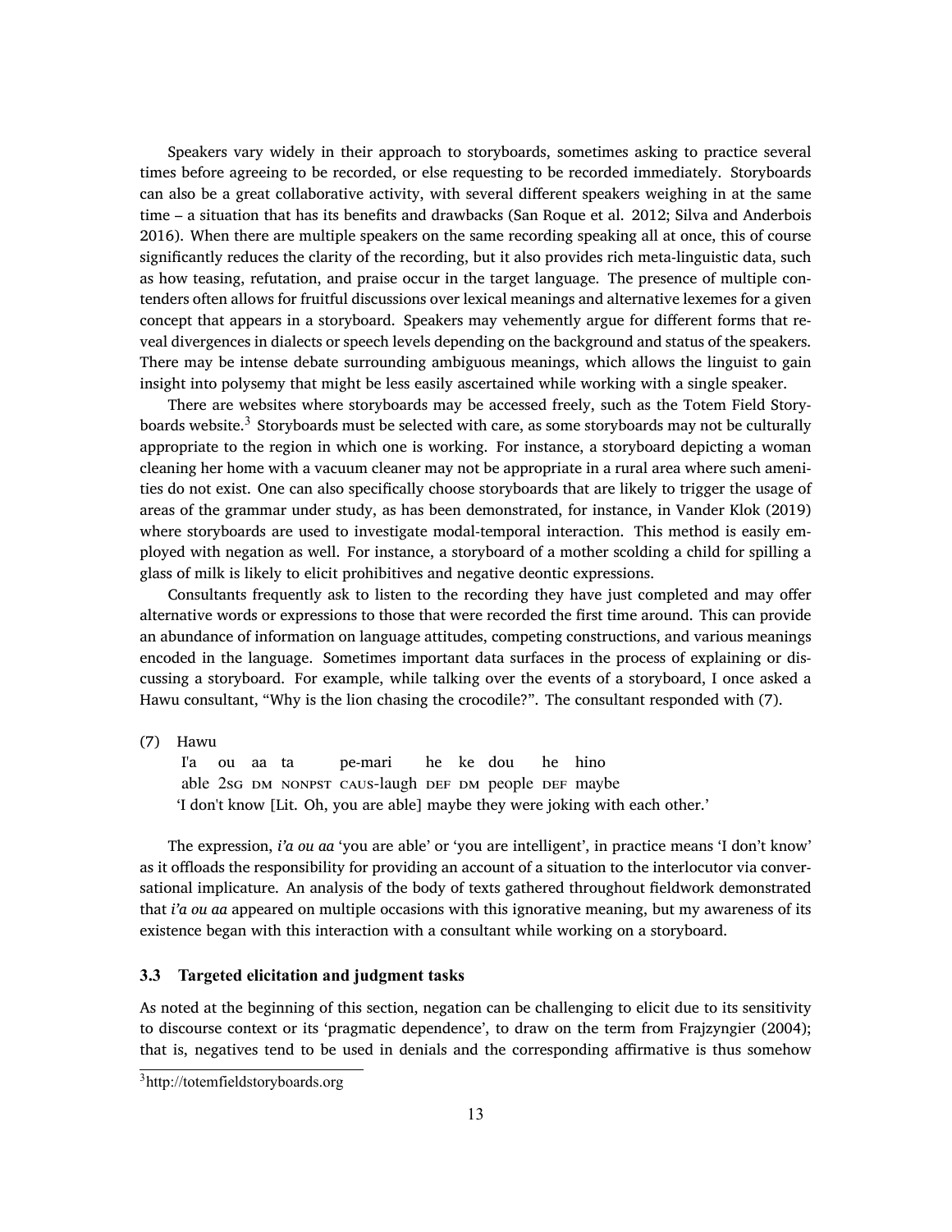Speakers vary widely in their approach to storyboards, sometimes asking to practice several times before agreeing to be recorded, or else requesting to be recorded immediately. Storyboards can also be a great collaborative activity, with several different speakers weighing in at the same time – a situation that has its benefits and drawbacks (San Roque et al. 2012; Silva and Anderbois 2016). When there are multiple speakers on the same recording speaking all at once, this of course significantly reduces the clarity of the recording, but it also provides rich meta-linguistic data, such as how teasing, refutation, and praise occur in the target language. The presence of multiple contenders often allows for fruitful discussions over lexical meanings and alternative lexemes for a given concept that appears in a storyboard. Speakers may vehemently argue for different forms that reveal divergences in dialects or speech levels depending on the background and status of the speakers. There may be intense debate surrounding ambiguous meanings, which allows the linguist to gain insight into polysemy that might be less easily ascertained while working with a single speaker.

There are websites where storyboards may be accessed freely, such as the Totem Field Storyboards website.[3] Storyboards must be selected with care, as some storyboards may not be culturally appropriate to the region in which one is working. For instance, a storyboard depicting a woman cleaning her home with a vacuum cleaner may not be appropriate in a rural area where such amenities do not exist. One can also specifically choose storyboards that are likely to trigger the usage of areas of the grammar under study, as has been demonstrated, for instance, in Vander Klok (2019) where storyboards are used to investigate modal-temporal interaction. This method is easily employed with negation as well. For instance, a storyboard of a mother scolding a child for spilling a glass of milk is likely to elicit prohibitives and negative deontic expressions.

Consultants frequently ask to listen to the recording they have just completed and may offer alternative words or expressions to those that were recorded the first time around. This can provide an abundance of information on language attitudes, competing constructions, and various meanings encoded in the language. Sometimes important data surfaces in the process of explaining or discussing a storyboard. For example, while talking over the events of a storyboard, I once asked a Hawu consultant, "Why is the lion chasing the crocodile?". The consultant responded with (7).

(7) Hawu

| I'a | ou | aa | ta | pe-mari | he | ke | dou | he | hino |
|---|---|---|---|---|---|---|---|---|---|
| able | 2SG | DM | NONPST | CAUS-laugh | DEF | DM | people | DEF | maybe |

'I don't know [Lit. Oh, you are able] maybe they were joking with each other.'

The expression, *i'a ou aa* 'you are able' or 'you are intelligent', in practice means 'I don't know' as it offloads the responsibility for providing an account of a situation to the interlocutor via conversational implicature. An analysis of the body of texts gathered throughout fieldwork demonstrated that *i'a ou aa* appeared on multiple occasions with this ignorative meaning, but my awareness of its existence began with this interaction with a consultant while working on a storyboard.

### 3.3 Targeted elicitation and judgment tasks

As noted at the beginning of this section, negation can be challenging to elicit due to its sensitivity to discourse context or its 'pragmatic dependence', to draw on the term from Frajzyngier (2004); that is, negatives tend to be used in denials and the corresponding affirmative is thus somehow

[3] http://totemfieldstoryboards.org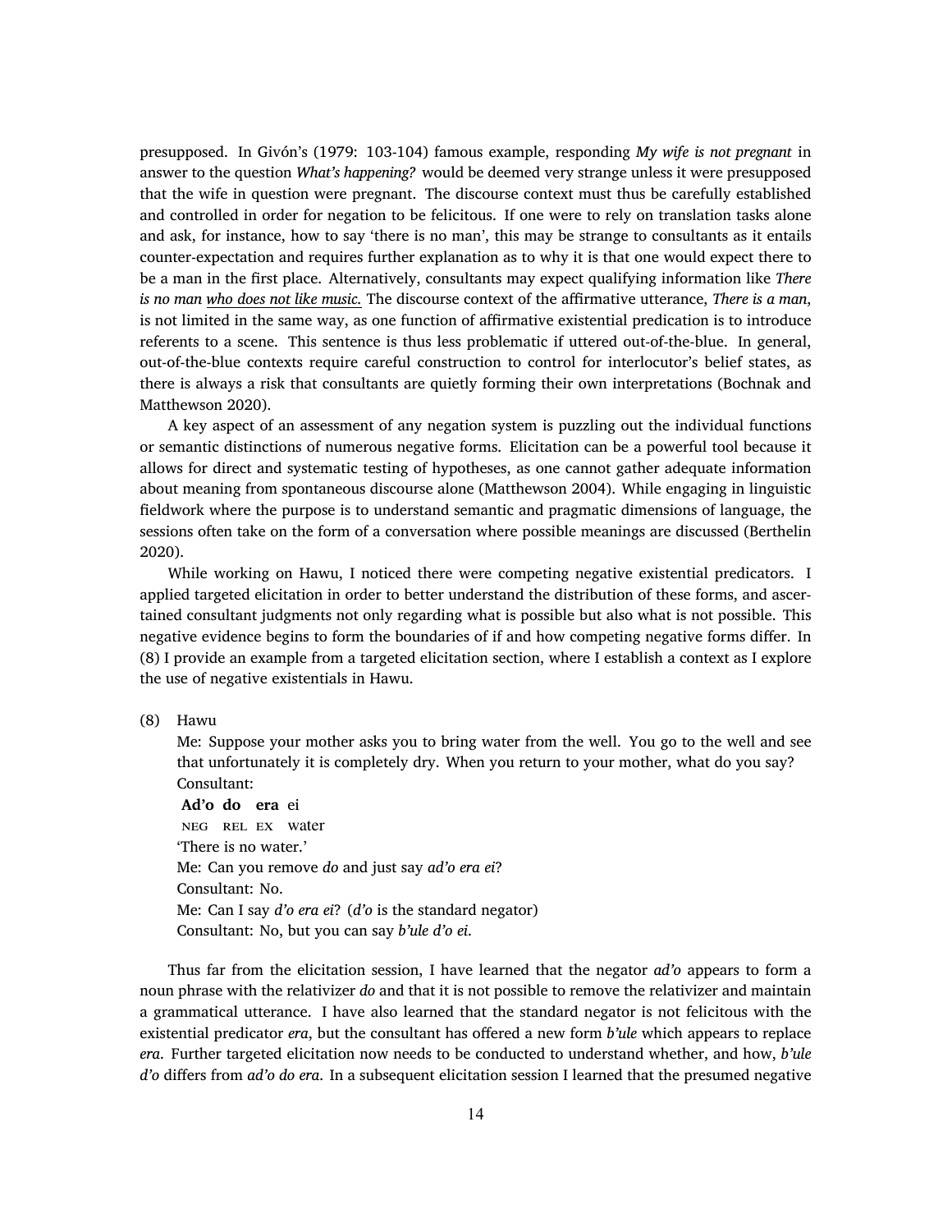presupposed. In Givón's (1979: 103-104) famous example, responding *My wife is not pregnant* in answer to the question *What's happening?* would be deemed very strange unless it were presupposed that the wife in question were pregnant. The discourse context must thus be carefully established and controlled in order for negation to be felicitous. If one were to rely on translation tasks alone and ask, for instance, how to say 'there is no man', this may be strange to consultants as it entails counter-expectation and requires further explanation as to why it is that one would expect there to be a man in the first place. Alternatively, consultants may expect qualifying information like *There is no man <u>who does not like music.</u>* The discourse context of the affirmative utterance, *There is a man*, is not limited in the same way, as one function of affirmative existential predication is to introduce referents to a scene. This sentence is thus less problematic if uttered out-of-the-blue. In general, out-of-the-blue contexts require careful construction to control for interlocutor's belief states, as there is always a risk that consultants are quietly forming their own interpretations (Bochnak and Matthewson 2020).

A key aspect of an assessment of any negation system is puzzling out the individual functions or semantic distinctions of numerous negative forms. Elicitation can be a powerful tool because it allows for direct and systematic testing of hypotheses, as one cannot gather adequate information about meaning from spontaneous discourse alone (Matthewson 2004). While engaging in linguistic fieldwork where the purpose is to understand semantic and pragmatic dimensions of language, the sessions often take on the form of a conversation where possible meanings are discussed (Berthelin 2020).

While working on Hawu, I noticed there were competing negative existential predicators. I applied targeted elicitation in order to better understand the distribution of these forms, and ascertained consultant judgments not only regarding what is possible but also what is not possible. This negative evidence begins to form the boundaries of if and how competing negative forms differ. In (8) I provide an example from a targeted elicitation section, where I establish a context as I explore the use of negative existentials in Hawu.

(8) Hawu

Me: Suppose your mother asks you to bring water from the well. You go to the well and see that unfortunately it is completely dry. When you return to your mother, what do you say?

Consultant:

**Ad'o do era** ei
NEG REL EX water
'There is no water.'

Me: Can you remove *do* and just say *ad'o era ei*?

Consultant: No.

Me: Can I say *d'o era ei*? (*d'o* is the standard negator)

Consultant: No, but you can say *b'ule d'o ei*.

Thus far from the elicitation session, I have learned that the negator *ad'o* appears to form a noun phrase with the relativizer *do* and that it is not possible to remove the relativizer and maintain a grammatical utterance. I have also learned that the standard negator is not felicitous with the existential predicator *era*, but the consultant has offered a new form *b'ule* which appears to replace *era*. Further targeted elicitation now needs to be conducted to understand whether, and how, *b'ule d'o* differs from *ad'o do era*. In a subsequent elicitation session I learned that the presumed negative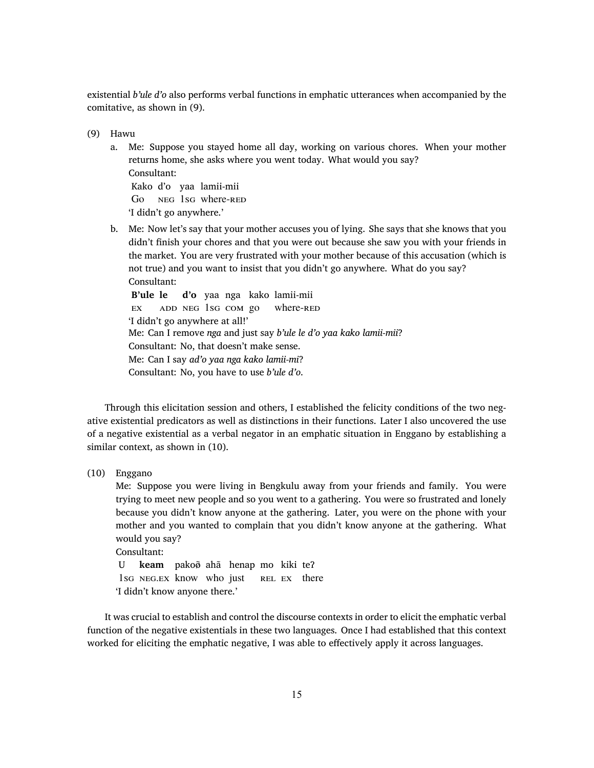existential *b'ule d'o* also performs verbal functions in emphatic utterances when accompanied by the comitative, as shown in (9).

(9) Hawu

a. Me: Suppose you stayed home all day, working on various chores. When your mother returns home, she asks where you went today. What would you say?

Consultant:

| Kako | d'o | yaa | lamii-mii |
|---|---|---|---|
| Go | NEG | 1SG | where-RED |

'I didn't go anywhere.'

b. Me: Now let's say that your mother accuses you of lying. She says that she knows that you didn't finish your chores and that you were out because she saw you with your friends in the market. You are very frustrated with your mother because of this accusation (which is not true) and you want to insist that you didn't go anywhere. What do you say?

Consultant:

| **B'ule** | **le** | **d'o** | yaa | nga | kako | lamii-mii |
|---|---|---|---|---|---|---|
| EX | ADD | NEG | 1SG | COM | go | where-RED |

'I didn't go anywhere at all!'

Me: Can I remove *nga* and just say *b'ule le d'o yaa kako lamii-mii*?

Consultant: No, that doesn't make sense.

Me: Can I say *ad'o yaa nga kako lamii-mi*?

Consultant: No, you have to use *b'ule d'o*.

Through this elicitation session and others, I established the felicity conditions of the two negative existential predicators as well as distinctions in their functions. Later I also uncovered the use of a negative existential as a verbal negator in an emphatic situation in Enggano by establishing a similar context, as shown in (10).

(10) Enggano

Me: Suppose you were living in Bengkulu away from your friends and family. You were trying to meet new people and so you went to a gathering. You were so frustrated and lonely because you didn't know anyone at the gathering. Later, you were on the phone with your mother and you wanted to complain that you didn't know anyone at the gathering. What would you say?

Consultant:

| U | **keam** | pakoə̃ | ahã | henap | mo | kiki | teʔ |
|---|---|---|---|---|---|---|---|
| 1SG | NEG.EX | know | who | just | REL | EX | there |

'I didn't know anyone there.'

It was crucial to establish and control the discourse contexts in order to elicit the emphatic verbal function of the negative existentials in these two languages. Once I had established that this context worked for eliciting the emphatic negative, I was able to effectively apply it across languages.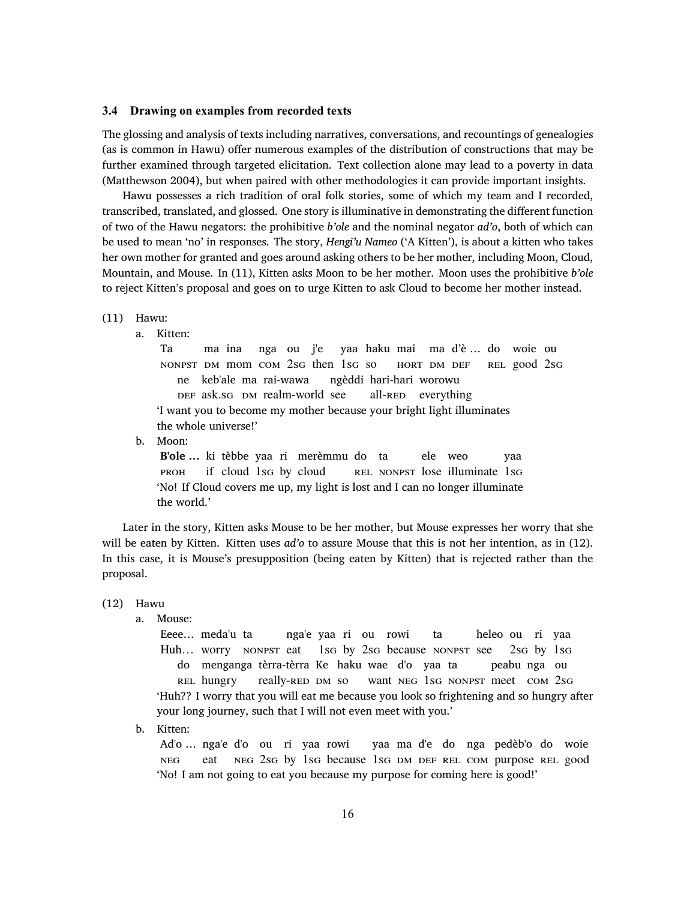### 3.4 Drawing on examples from recorded texts

The glossing and analysis of texts including narratives, conversations, and recountings of genealogies (as is common in Hawu) offer numerous examples of the distribution of constructions that may be further examined through targeted elicitation. Text collection alone may lead to a poverty in data (Matthewson 2004), but when paired with other methodologies it can provide important insights.

Hawu possesses a rich tradition of oral folk stories, some of which my team and I recorded, transcribed, translated, and glossed. One story is illuminative in demonstrating the different function of two of the Hawu negators: the prohibitive *b'ole* and the nominal negator *ad'o*, both of which can be used to mean 'no' in responses. The story, *Hengi'u Nameo* ('A Kitten'), is about a kitten who takes her own mother for granted and goes around asking others to be her mother, including Moon, Cloud, Mountain, and Mouse. In (11), Kitten asks Moon to be her mother. Moon uses the prohibitive *b'ole* to reject Kitten's proposal and goes on to urge Kitten to ask Cloud to become her mother instead.

(11) Hawu:

a. Kitten:

Ta ma ina nga ou j'e yaa haku mai ma d'è … do woie ou
NONPST DM mom COM 2SG then 1SG SO HORT DM DEF REL good 2SG

ne keb'ale ma rai-wawa ngèddi hari-hari worowu
DEF ask.SG DM realm-world see all-RED everything

'I want you to become my mother because your bright light illuminates the whole universe!'

b. Moon:

**B'ole …** ki tèbbe yaa ri merèmmu do ta ele weo yaa
PROH if cloud 1SG by cloud REL NONPST lose illuminate 1SG

'No! If Cloud covers me up, my light is lost and I can no longer illuminate the world.'

Later in the story, Kitten asks Mouse to be her mother, but Mouse expresses her worry that she will be eaten by Kitten. Kitten uses *ad'o* to assure Mouse that this is not her intention, as in (12). In this case, it is Mouse's presupposition (being eaten by Kitten) that is rejected rather than the proposal.

(12) Hawu

a. Mouse:

Eeee… meda'u ta nga'e yaa ri ou rowi ta heleo ou ri yaa
Huh… worry NONPST eat 1SG by 2SG because NONPST see 2SG by 1SG

do menganga tèrra-tèrra Ke haku wae d'o yaa ta peabu nga ou
REL hungry really-RED DM SO want NEG 1SG NONPST meet COM 2SG

'Huh?? I worry that you will eat me because you look so frightening and so hungry after your long journey, such that I will not even meet with you.'

b. Kitten:

Ad'o … nga'e d'o ou ri yaa rowi yaa ma d'e do nga pedèb'o do woie
NEG eat NEG 2SG by 1SG because 1SG DM DEF REL COM purpose REL good

'No! I am not going to eat you because my purpose for coming here is good!'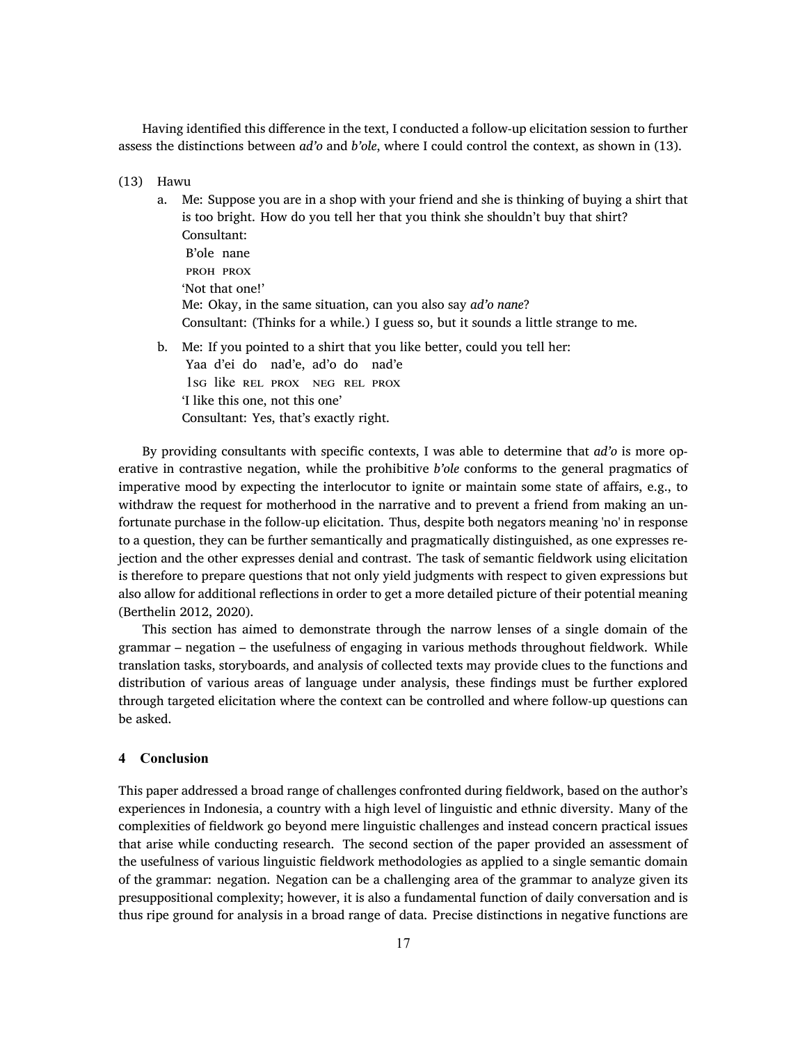Having identified this difference in the text, I conducted a follow-up elicitation session to further assess the distinctions between *ad'o* and *b'ole*, where I could control the context, as shown in (13).

(13) Hawu

a. Me: Suppose you are in a shop with your friend and she is thinking of buying a shirt that is too bright. How do you tell her that you think she shouldn't buy that shirt?
   Consultant:
   B'ole nane
   PROH PROX
   'Not that one!'
   Me: Okay, in the same situation, can you also say *ad'o nane*?
   Consultant: (Thinks for a while.) I guess so, but it sounds a little strange to me.

b. Me: If you pointed to a shirt that you like better, could you tell her:
   Yaa d'ei do nad'e, ad'o do nad'e
   1SG like REL PROX NEG REL PROX
   'I like this one, not this one'
   Consultant: Yes, that's exactly right.

By providing consultants with specific contexts, I was able to determine that *ad'o* is more operative in contrastive negation, while the prohibitive *b'ole* conforms to the general pragmatics of imperative mood by expecting the interlocutor to ignite or maintain some state of affairs, e.g., to withdraw the request for motherhood in the narrative and to prevent a friend from making an unfortunate purchase in the follow-up elicitation. Thus, despite both negators meaning 'no' in response to a question, they can be further semantically and pragmatically distinguished, as one expresses rejection and the other expresses denial and contrast. The task of semantic fieldwork using elicitation is therefore to prepare questions that not only yield judgments with respect to given expressions but also allow for additional reflections in order to get a more detailed picture of their potential meaning (Berthelin 2012, 2020).

This section has aimed to demonstrate through the narrow lenses of a single domain of the grammar – negation – the usefulness of engaging in various methods throughout fieldwork. While translation tasks, storyboards, and analysis of collected texts may provide clues to the functions and distribution of various areas of language under analysis, these findings must be further explored through targeted elicitation where the context can be controlled and where follow-up questions can be asked.

## 4 Conclusion

This paper addressed a broad range of challenges confronted during fieldwork, based on the author's experiences in Indonesia, a country with a high level of linguistic and ethnic diversity. Many of the complexities of fieldwork go beyond mere linguistic challenges and instead concern practical issues that arise while conducting research. The second section of the paper provided an assessment of the usefulness of various linguistic fieldwork methodologies as applied to a single semantic domain of the grammar: negation. Negation can be a challenging area of the grammar to analyze given its presuppositional complexity; however, it is also a fundamental function of daily conversation and is thus ripe ground for analysis in a broad range of data. Precise distinctions in negative functions are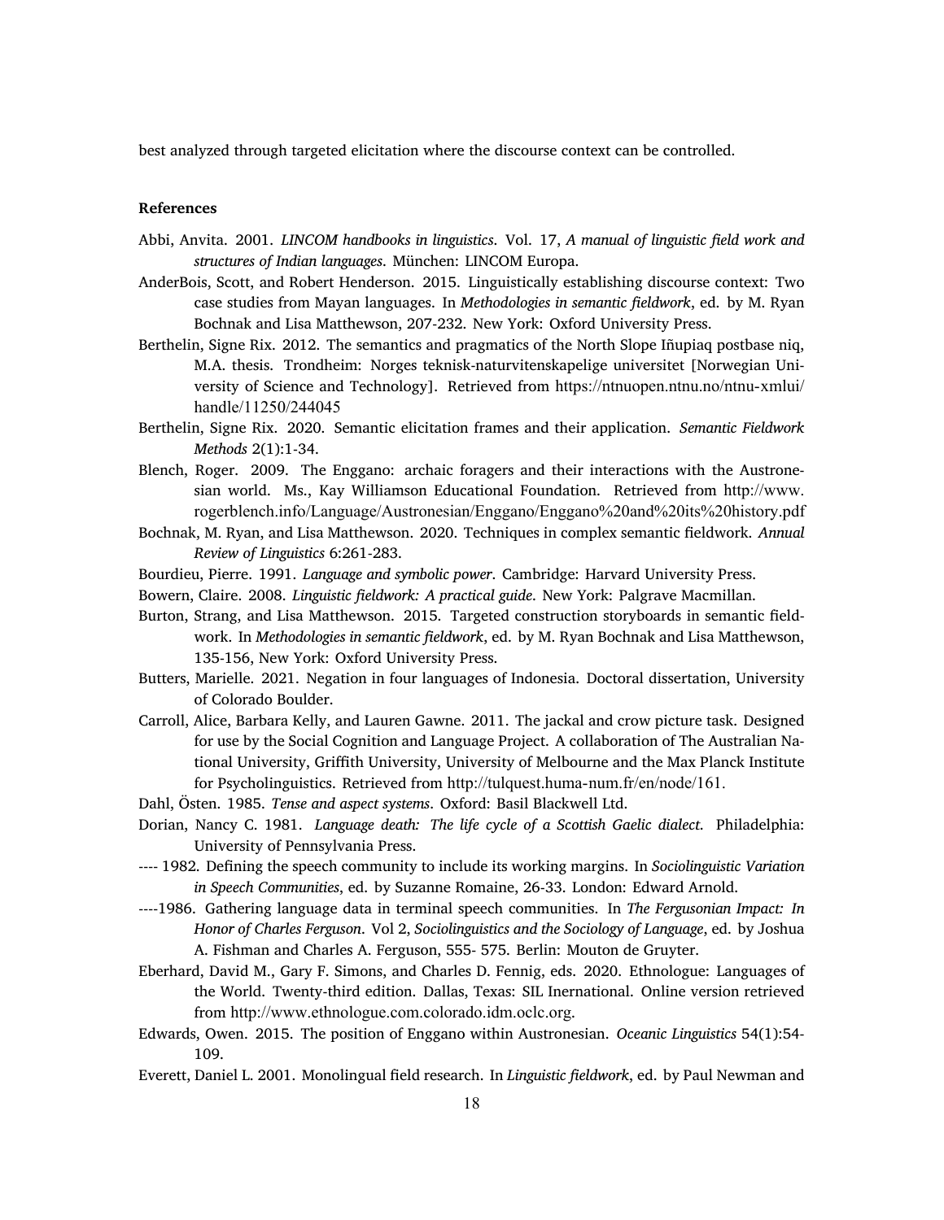best analyzed through targeted elicitation where the discourse context can be controlled.

**References**

Abbi, Anvita. 2001. *LINCOM handbooks in linguistics*. Vol. 17, *A manual of linguistic field work and structures of Indian languages*. München: LINCOM Europa.

AnderBois, Scott, and Robert Henderson. 2015. Linguistically establishing discourse context: Two case studies from Mayan languages. In *Methodologies in semantic fieldwork*, ed. by M. Ryan Bochnak and Lisa Matthewson, 207-232. New York: Oxford University Press.

Berthelin, Signe Rix. 2012. The semantics and pragmatics of the North Slope Iñupiaq postbase niq, M.A. thesis. Trondheim: Norges teknisk-naturvitenskapelige universitet [Norwegian University of Science and Technology]. Retrieved from https://ntnuopen.ntnu.no/ntnu-xmlui/handle/11250/244045

Berthelin, Signe Rix. 2020. Semantic elicitation frames and their application. *Semantic Fieldwork Methods* 2(1):1-34.

Blench, Roger. 2009. The Enggano: archaic foragers and their interactions with the Austronesian world. Ms., Kay Williamson Educational Foundation. Retrieved from http://www.rogerblench.info/Language/Austronesian/Enggano/Enggano%20and%20its%20history.pdf

Bochnak, M. Ryan, and Lisa Matthewson. 2020. Techniques in complex semantic fieldwork. *Annual Review of Linguistics* 6:261-283.

Bourdieu, Pierre. 1991. *Language and symbolic power*. Cambridge: Harvard University Press.

Bowern, Claire. 2008. *Linguistic fieldwork: A practical guide*. New York: Palgrave Macmillan.

Burton, Strang, and Lisa Matthewson. 2015. Targeted construction storyboards in semantic fieldwork. In *Methodologies in semantic fieldwork*, ed. by M. Ryan Bochnak and Lisa Matthewson, 135-156, New York: Oxford University Press.

Butters, Marielle. 2021. Negation in four languages of Indonesia. Doctoral dissertation, University of Colorado Boulder.

Carroll, Alice, Barbara Kelly, and Lauren Gawne. 2011. The jackal and crow picture task. Designed for use by the Social Cognition and Language Project. A collaboration of The Australian National University, Griffith University, University of Melbourne and the Max Planck Institute for Psycholinguistics. Retrieved from http://tulquest.huma-num.fr/en/node/161.

Dahl, Östen. 1985. *Tense and aspect systems*. Oxford: Basil Blackwell Ltd.

Dorian, Nancy C. 1981. *Language death: The life cycle of a Scottish Gaelic dialect*. Philadelphia: University of Pennsylvania Press.

---- 1982. Defining the speech community to include its working margins. In *Sociolinguistic Variation in Speech Communities*, ed. by Suzanne Romaine, 26-33. London: Edward Arnold.

----1986. Gathering language data in terminal speech communities. In *The Fergusonian Impact: In Honor of Charles Ferguson*. Vol 2, *Sociolinguistics and the Sociology of Language*, ed. by Joshua A. Fishman and Charles A. Ferguson, 555- 575. Berlin: Mouton de Gruyter.

Eberhard, David M., Gary F. Simons, and Charles D. Fennig, eds. 2020. Ethnologue: Languages of the World. Twenty-third edition. Dallas, Texas: SIL Inernational. Online version retrieved from http://www.ethnologue.com.colorado.idm.oclc.org.

Edwards, Owen. 2015. The position of Enggano within Austronesian. *Oceanic Linguistics* 54(1):54-109.

Everett, Daniel L. 2001. Monolingual field research. In *Linguistic fieldwork*, ed. by Paul Newman and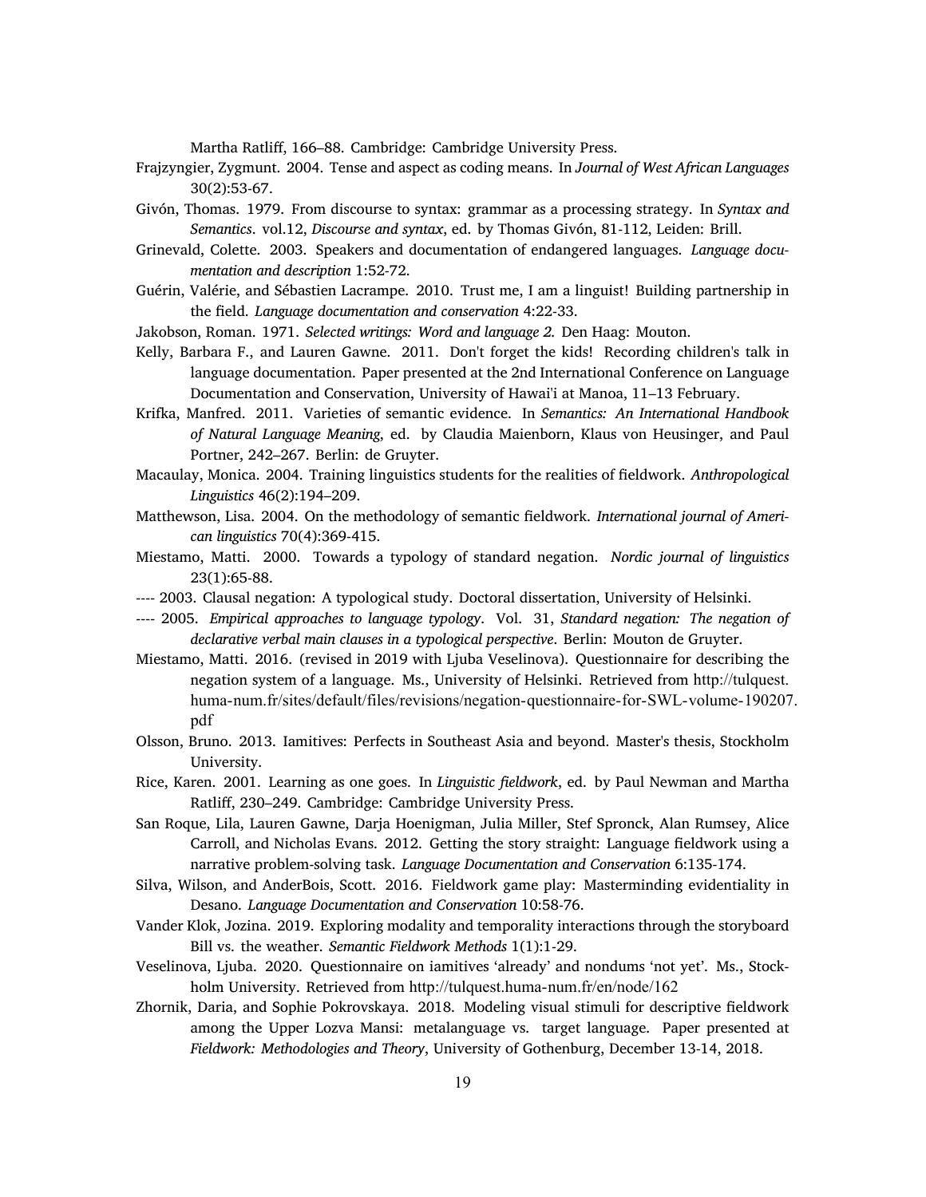Martha Ratliff, 166–88. Cambridge: Cambridge University Press.

Frajzyngier, Zygmunt. 2004. Tense and aspect as coding means. In *Journal of West African Languages* 30(2):53-67.

Givón, Thomas. 1979. From discourse to syntax: grammar as a processing strategy. In *Syntax and Semantics*. vol.12, *Discourse and syntax*, ed. by Thomas Givón, 81-112, Leiden: Brill.

Grinevald, Colette. 2003. Speakers and documentation of endangered languages. *Language documentation and description* 1:52-72.

Guérin, Valérie, and Sébastien Lacrampe. 2010. Trust me, I am a linguist! Building partnership in the field. *Language documentation and conservation* 4:22-33.

Jakobson, Roman. 1971. *Selected writings: Word and language 2.* Den Haag: Mouton.

Kelly, Barbara F., and Lauren Gawne. 2011. Don't forget the kids! Recording children's talk in language documentation. Paper presented at the 2nd International Conference on Language Documentation and Conservation, University of Hawai'i at Manoa, 11–13 February.

Krifka, Manfred. 2011. Varieties of semantic evidence. In *Semantics: An International Handbook of Natural Language Meaning*, ed. by Claudia Maienborn, Klaus von Heusinger, and Paul Portner, 242–267. Berlin: de Gruyter.

Macaulay, Monica. 2004. Training linguistics students for the realities of fieldwork. *Anthropological Linguistics* 46(2):194–209.

Matthewson, Lisa. 2004. On the methodology of semantic fieldwork. *International journal of American linguistics* 70(4):369-415.

Miestamo, Matti. 2000. Towards a typology of standard negation. *Nordic journal of linguistics* 23(1):65-88.

---- 2003. Clausal negation: A typological study. Doctoral dissertation, University of Helsinki.

---- 2005. *Empirical approaches to language typology*. Vol. 31, *Standard negation: The negation of declarative verbal main clauses in a typological perspective*. Berlin: Mouton de Gruyter.

Miestamo, Matti. 2016. (revised in 2019 with Ljuba Veselinova). Questionnaire for describing the negation system of a language. Ms., University of Helsinki. Retrieved from http://tulquest.huma-num.fr/sites/default/files/revisions/negation-questionnaire-for-SWL-volume-190207.pdf

Olsson, Bruno. 2013. Iamitives: Perfects in Southeast Asia and beyond. Master's thesis, Stockholm University.

Rice, Karen. 2001. Learning as one goes. In *Linguistic fieldwork*, ed. by Paul Newman and Martha Ratliff, 230–249. Cambridge: Cambridge University Press.

San Roque, Lila, Lauren Gawne, Darja Hoenigman, Julia Miller, Stef Spronck, Alan Rumsey, Alice Carroll, and Nicholas Evans. 2012. Getting the story straight: Language fieldwork using a narrative problem-solving task. *Language Documentation and Conservation* 6:135-174.

Silva, Wilson, and AnderBois, Scott. 2016. Fieldwork game play: Masterminding evidentiality in Desano. *Language Documentation and Conservation* 10:58-76.

Vander Klok, Jozina. 2019. Exploring modality and temporality interactions through the storyboard Bill vs. the weather. *Semantic Fieldwork Methods* 1(1):1-29.

Veselinova, Ljuba. 2020. Questionnaire on iamitives 'already' and nondums 'not yet'. Ms., Stockholm University. Retrieved from http://tulquest.huma-num.fr/en/node/162

Zhornik, Daria, and Sophie Pokrovskaya. 2018. Modeling visual stimuli for descriptive fieldwork among the Upper Lozva Mansi: metalanguage vs. target language. Paper presented at *Fieldwork: Methodologies and Theory*, University of Gothenburg, December 13-14, 2018.